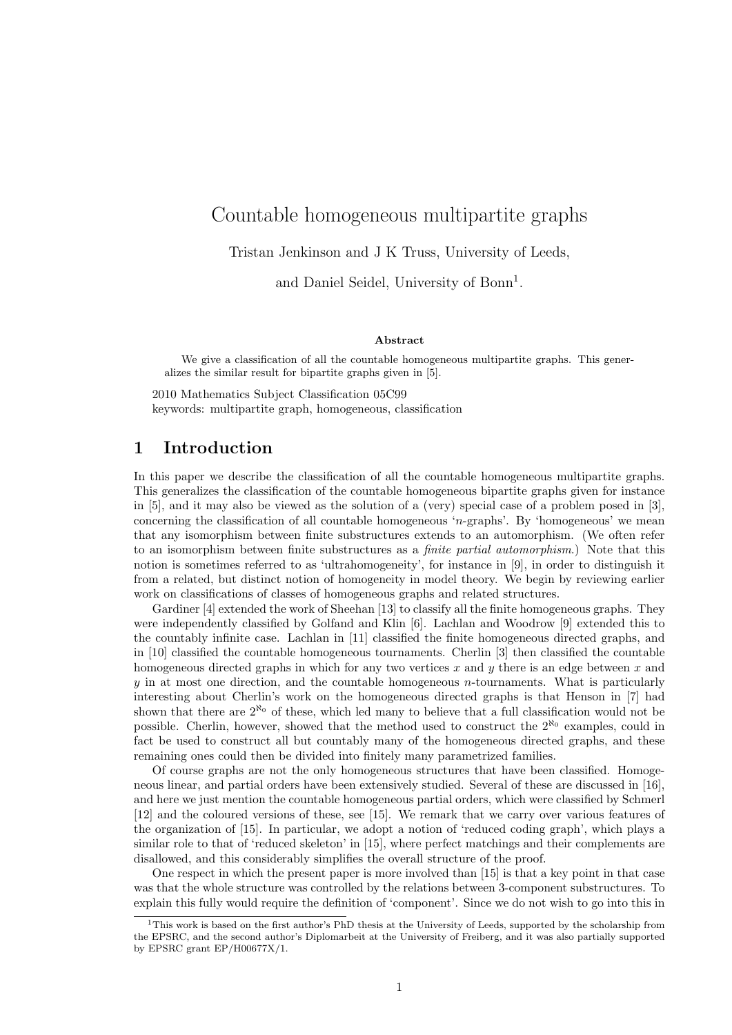# Countable homogeneous multipartite graphs

Tristan Jenkinson and J K Truss, University of Leeds,

and Daniel Seidel, University of Bonn[1].

**Abstract**

We give a classification of all the countable homogeneous multipartite graphs. This generalizes the similar result for bipartite graphs given in [5].

2010 Mathematics Subject Classification 05C99
keywords: multipartite graph, homogeneous, classification

## 1 Introduction

In this paper we describe the classification of all the countable homogeneous multipartite graphs. This generalizes the classification of the countable homogeneous bipartite graphs given for instance in [5], and it may also be viewed as the solution of a (very) special case of a problem posed in [3], concerning the classification of all countable homogeneous '$n$-graphs'. By 'homogeneous' we mean that any isomorphism between finite substructures extends to an automorphism. (We often refer to an isomorphism between finite substructures as a *finite partial automorphism*.) Note that this notion is sometimes referred to as 'ultrahomogeneity', for instance in [9], in order to distinguish it from a related, but distinct notion of homogeneity in model theory. We begin by reviewing earlier work on classifications of classes of homogeneous graphs and related structures.

Gardiner [4] extended the work of Sheehan [13] to classify all the finite homogeneous graphs. They were independently classified by Golfand and Klin [6]. Lachlan and Woodrow [9] extended this to the countably infinite case. Lachlan in [11] classified the finite homogeneous directed graphs, and in [10] classified the countable homogeneous tournaments. Cherlin [3] then classified the countable homogeneous directed graphs in which for any two vertices $x$ and $y$ there is an edge between $x$ and $y$ in at most one direction, and the countable homogeneous $n$-tournaments. What is particularly interesting about Cherlin's work on the homogeneous directed graphs is that Henson in [7] had shown that there are $2^{\aleph_0}$ of these, which led many to believe that a full classification would not be possible. Cherlin, however, showed that the method used to construct the $2^{\aleph_0}$ examples, could in fact be used to construct all but countably many of the homogeneous directed graphs, and these remaining ones could then be divided into finitely many parametrized families.

Of course graphs are not the only homogeneous structures that have been classified. Homogeneous linear, and partial orders have been extensively studied. Several of these are discussed in [16], and here we just mention the countable homogeneous partial orders, which were classified by Schmerl [12] and the coloured versions of these, see [15]. We remark that we carry over various features of the organization of [15]. In particular, we adopt a notion of 'reduced coding graph', which plays a similar role to that of 'reduced skeleton' in [15], where perfect matchings and their complements are disallowed, and this considerably simplifies the overall structure of the proof.

One respect in which the present paper is more involved than [15] is that a key point in that case was that the whole structure was controlled by the relations between 3-component substructures. To explain this fully would require the definition of 'component'. Since we do not wish to go into this in

[1] This work is based on the first author's PhD thesis at the University of Leeds, supported by the scholarship from the EPSRC, and the second author's Diplomarbeit at the University of Freiberg, and it was also partially supported by EPSRC grant EP/H00677X/1.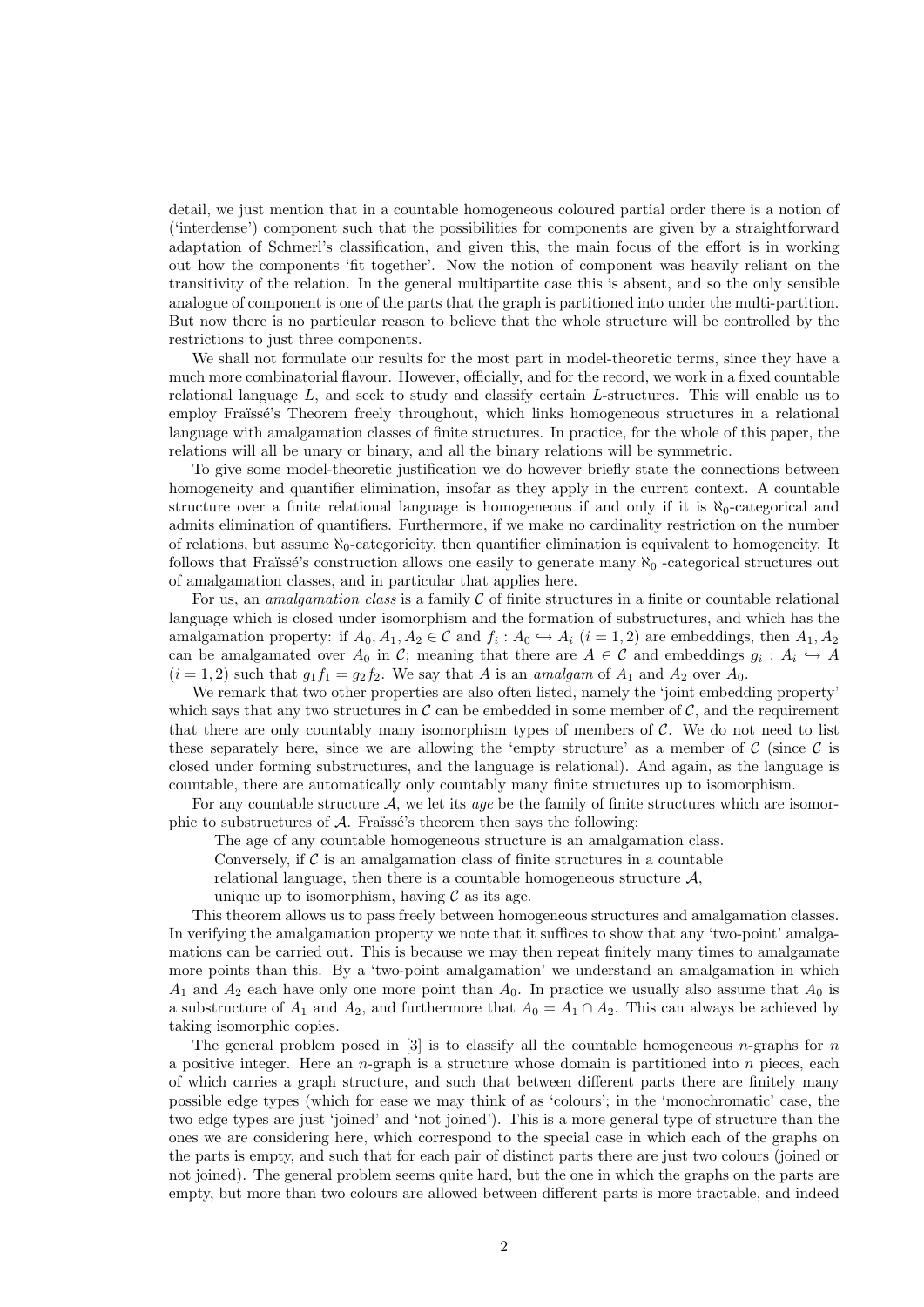detail, we just mention that in a countable homogeneous coloured partial order there is a notion of ('interdense') component such that the possibilities for components are given by a straightforward adaptation of Schmerl's classification, and given this, the main focus of the effort is in working out how the components 'fit together'. Now the notion of component was heavily reliant on the transitivity of the relation. In the general multipartite case this is absent, and so the only sensible analogue of component is one of the parts that the graph is partitioned into under the multi-partition. But now there is no particular reason to believe that the whole structure will be controlled by the restrictions to just three components.

We shall not formulate our results for the most part in model-theoretic terms, since they have a much more combinatorial flavour. However, officially, and for the record, we work in a fixed countable relational language $L$, and seek to study and classify certain $L$-structures. This will enable us to employ Fraïssé's Theorem freely throughout, which links homogeneous structures in a relational language with amalgamation classes of finite structures. In practice, for the whole of this paper, the relations will all be unary or binary, and all the binary relations will be symmetric.

To give some model-theoretic justification we do however briefly state the connections between homogeneity and quantifier elimination, insofar as they apply in the current context. A countable structure over a finite relational language is homogeneous if and only if it is $\aleph_0$-categorical and admits elimination of quantifiers. Furthermore, if we make no cardinality restriction on the number of relations, but assume $\aleph_0$-categoricity, then quantifier elimination is equivalent to homogeneity. It follows that Fraïssé's construction allows one easily to generate many $\aleph_0$ -categorical structures out of amalgamation classes, and in particular that applies here.

For us, an *amalgamation class* is a family $\mathcal{C}$ of finite structures in a finite or countable relational language which is closed under isomorphism and the formation of substructures, and which has the amalgamation property: if $A_0, A_1, A_2 \in \mathcal{C}$ and $f_i : A_0 \hookrightarrow A_i$ $(i = 1, 2)$ are embeddings, then $A_1, A_2$ can be amalgamated over $A_0$ in $\mathcal{C}$; meaning that there are $A \in \mathcal{C}$ and embeddings $g_i : A_i \hookrightarrow A$ $(i = 1, 2)$ such that $g_1 f_1 = g_2 f_2$. We say that $A$ is an *amalgam* of $A_1$ and $A_2$ over $A_0$.

We remark that two other properties are also often listed, namely the 'joint embedding property' which says that any two structures in $\mathcal{C}$ can be embedded in some member of $\mathcal{C}$, and the requirement that there are only countably many isomorphism types of members of $\mathcal{C}$. We do not need to list these separately here, since we are allowing the 'empty structure' as a member of $\mathcal{C}$ (since $\mathcal{C}$ is closed under forming substructures, and the language is relational). And again, as the language is countable, there are automatically only countably many finite structures up to isomorphism.

For any countable structure $\mathcal{A}$, we let its *age* be the family of finite structures which are isomorphic to substructures of $\mathcal{A}$. Fraïssé's theorem then says the following:

The age of any countable homogeneous structure is an amalgamation class.
Conversely, if $\mathcal{C}$ is an amalgamation class of finite structures in a countable relational language, then there is a countable homogeneous structure $\mathcal{A}$, unique up to isomorphism, having $\mathcal{C}$ as its age.

This theorem allows us to pass freely between homogeneous structures and amalgamation classes. In verifying the amalgamation property we note that it suffices to show that any 'two-point' amalgamations can be carried out. This is because we may then repeat finitely many times to amalgamate more points than this. By a 'two-point amalgamation' we understand an amalgamation in which $A_1$ and $A_2$ each have only one more point than $A_0$. In practice we usually also assume that $A_0$ is a substructure of $A_1$ and $A_2$, and furthermore that $A_0 = A_1 \cap A_2$. This can always be achieved by taking isomorphic copies.

The general problem posed in [3] is to classify all the countable homogeneous $n$-graphs for $n$ a positive integer. Here an $n$-graph is a structure whose domain is partitioned into $n$ pieces, each of which carries a graph structure, and such that between different parts there are finitely many possible edge types (which for ease we may think of as 'colours'; in the 'monochromatic' case, the two edge types are just 'joined' and 'not joined'). This is a more general type of structure than the ones we are considering here, which correspond to the special case in which each of the graphs on the parts is empty, and such that for each pair of distinct parts there are just two colours (joined or not joined). The general problem seems quite hard, but the one in which the graphs on the parts are empty, but more than two colours are allowed between different parts is more tractable, and indeed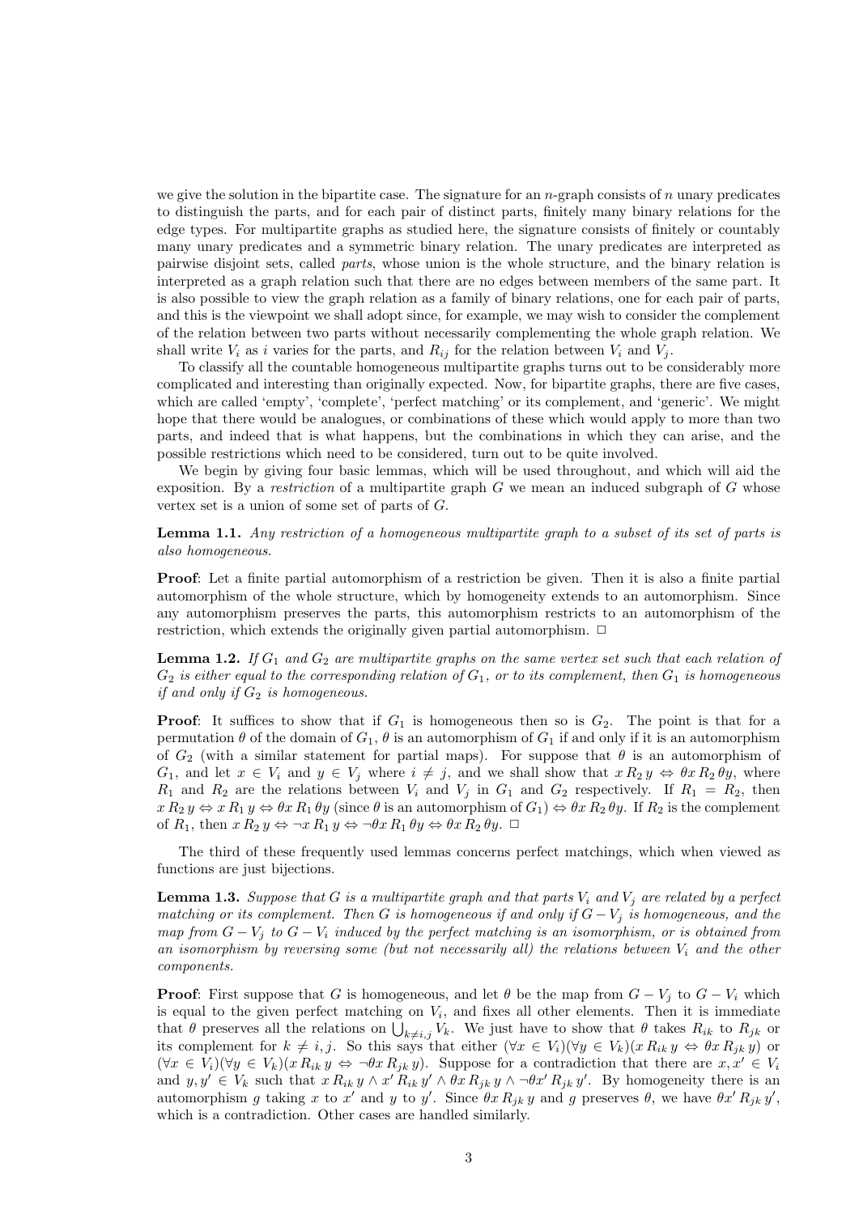we give the solution in the bipartite case. The signature for an $n$-graph consists of $n$ unary predicates to distinguish the parts, and for each pair of distinct parts, finitely many binary relations for the edge types. For multipartite graphs as studied here, the signature consists of finitely or countably many unary predicates and a symmetric binary relation. The unary predicates are interpreted as pairwise disjoint sets, called *parts*, whose union is the whole structure, and the binary relation is interpreted as a graph relation such that there are no edges between members of the same part. It is also possible to view the graph relation as a family of binary relations, one for each pair of parts, and this is the viewpoint we shall adopt since, for example, we may wish to consider the complement of the relation between two parts without necessarily complementing the whole graph relation. We shall write $V_i$ as $i$ varies for the parts, and $R_{ij}$ for the relation between $V_i$ and $V_j$.

To classify all the countable homogeneous multipartite graphs turns out to be considerably more complicated and interesting than originally expected. Now, for bipartite graphs, there are five cases, which are called 'empty', 'complete', 'perfect matching' or its complement, and 'generic'. We might hope that there would be analogues, or combinations of these which would apply to more than two parts, and indeed that is what happens, but the combinations in which they can arise, and the possible restrictions which need to be considered, turn out to be quite involved.

We begin by giving four basic lemmas, which will be used throughout, and which will aid the exposition. By a *restriction* of a multipartite graph $G$ we mean an induced subgraph of $G$ whose vertex set is a union of some set of parts of $G$.

**Lemma 1.1.** *Any restriction of a homogeneous multipartite graph to a subset of its set of parts is also homogeneous.*

**Proof**: Let a finite partial automorphism of a restriction be given. Then it is also a finite partial automorphism of the whole structure, which by homogeneity extends to an automorphism. Since any automorphism preserves the parts, this automorphism restricts to an automorphism of the restriction, which extends the originally given partial automorphism. $\square$

**Lemma 1.2.** *If $G_1$ and $G_2$ are multipartite graphs on the same vertex set such that each relation of $G_2$ is either equal to the corresponding relation of $G_1$, or to its complement, then $G_1$ is homogeneous if and only if $G_2$ is homogeneous.*

**Proof**: It suffices to show that if $G_1$ is homogeneous then so is $G_2$. The point is that for a permutation $\theta$ of the domain of $G_1$, $\theta$ is an automorphism of $G_1$ if and only if it is an automorphism of $G_2$ (with a similar statement for partial maps). For suppose that $\theta$ is an automorphism of $G_1$, and let $x \in V_i$ and $y \in V_j$ where $i \neq j$, and we shall show that $x \, R_2 \, y \Leftrightarrow \theta x \, R_2 \, \theta y$, where $R_1$ and $R_2$ are the relations between $V_i$ and $V_j$ in $G_1$ and $G_2$ respectively. If $R_1 = R_2$, then $x \, R_2 \, y \Leftrightarrow x \, R_1 \, y \Leftrightarrow \theta x \, R_1 \, \theta y$ (since $\theta$ is an automorphism of $G_1$) $\Leftrightarrow \theta x \, R_2 \, \theta y$. If $R_2$ is the complement of $R_1$, then $x \, R_2 \, y \Leftrightarrow \neg x \, R_1 \, y \Leftrightarrow \neg \theta x \, R_1 \, \theta y \Leftrightarrow \theta x \, R_2 \, \theta y$. $\square$

The third of these frequently used lemmas concerns perfect matchings, which when viewed as functions are just bijections.

**Lemma 1.3.** *Suppose that $G$ is a multipartite graph and that parts $V_i$ and $V_j$ are related by a perfect matching or its complement. Then $G$ is homogeneous if and only if $G - V_j$ is homogeneous, and the map from $G - V_j$ to $G - V_i$ induced by the perfect matching is an isomorphism, or is obtained from an isomorphism by reversing some (but not necessarily all) the relations between $V_i$ and the other components.*

**Proof**: First suppose that $G$ is homogeneous, and let $\theta$ be the map from $G - V_j$ to $G - V_i$ which is equal to the given perfect matching on $V_i$, and fixes all other elements. Then it is immediate that $\theta$ preserves all the relations on $\bigcup_{k \neq i,j} V_k$. We just have to show that $\theta$ takes $R_{ik}$ to $R_{jk}$ or its complement for $k \neq i, j$. So this says that either $(\forall x \in V_i)(\forall y \in V_k)(x \, R_{ik} \, y \Leftrightarrow \theta x \, R_{jk} \, y)$ or $(\forall x \in V_i)(\forall y \in V_k)(x \, R_{ik} \, y \Leftrightarrow \neg \theta x \, R_{jk} \, y)$. Suppose for a contradiction that there are $x, x' \in V_i$ and $y, y' \in V_k$ such that $x \, R_{ik} \, y \wedge x' \, R_{ik} \, y' \wedge \theta x \, R_{jk} \, y \wedge \neg \theta x' \, R_{jk} \, y'$. By homogeneity there is an automorphism $g$ taking $x$ to $x'$ and $y$ to $y'$. Since $\theta x \, R_{jk} \, y$ and $g$ preserves $\theta$, we have $\theta x' \, R_{jk} \, y'$, which is a contradiction. Other cases are handled similarly.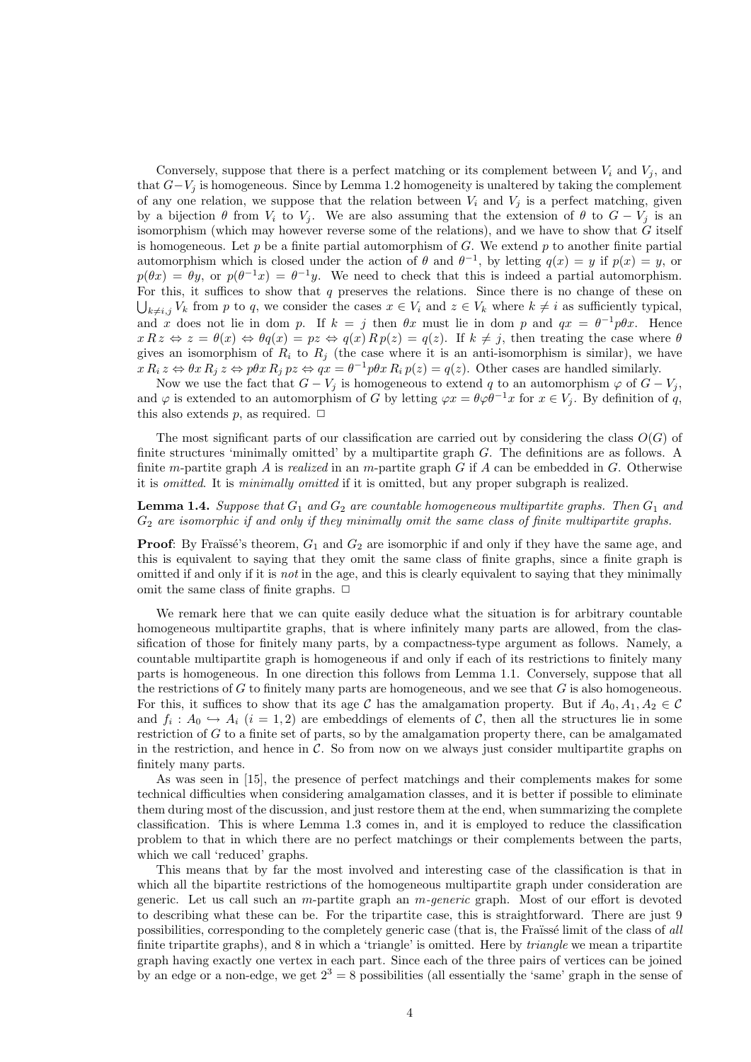Conversely, suppose that there is a perfect matching or its complement between $V_i$ and $V_j$, and that $G - V_j$ is homogeneous. Since by Lemma 1.2 homogeneity is unaltered by taking the complement of any one relation, we suppose that the relation between $V_i$ and $V_j$ is a perfect matching, given by a bijection $\theta$ from $V_i$ to $V_j$. We are also assuming that the extension of $\theta$ to $G - V_j$ is an isomorphism (which may however reverse some of the relations), and we have to show that $G$ itself is homogeneous. Let $p$ be a finite partial automorphism of $G$. We extend $p$ to another finite partial automorphism which is closed under the action of $\theta$ and $\theta^{-1}$, by letting $q(x) = y$ if $p(x) = y$, or $p(\theta x) = \theta y$, or $p(\theta^{-1} x) = \theta^{-1} y$. We need to check that this is indeed a partial automorphism. For this, it suffices to show that $q$ preserves the relations. Since there is no change of these on $\bigcup_{k \neq i,j} V_k$ from $p$ to $q$, we consider the cases $x \in V_i$ and $z \in V_k$ where $k \neq i$ as sufficiently typical, and $x$ does not lie in dom $p$. If $k = j$ then $\theta x$ must lie in dom $p$ and $qx = \theta^{-1} p \theta x$. Hence $x\, R\, z \Leftrightarrow z = \theta(x) \Leftrightarrow \theta q(x) = pz \Leftrightarrow q(x)\, R\, p(z) = q(z)$. If $k \neq j$, then treating the case where $\theta$ gives an isomorphism of $R_i$ to $R_j$ (the case where it is an anti-isomorphism is similar), we have $x\, R_i\, z \Leftrightarrow \theta x\, R_j\, z \Leftrightarrow p\theta x\, R_j\, pz \Leftrightarrow qx = \theta^{-1} p \theta x\, R_i\, p(z) = q(z)$. Other cases are handled similarly.

Now we use the fact that $G - V_j$ is homogeneous to extend $q$ to an automorphism $\varphi$ of $G - V_j$, and $\varphi$ is extended to an automorphism of $G$ by letting $\varphi x = \theta \varphi \theta^{-1} x$ for $x \in V_j$. By definition of $q$, this also extends $p$, as required. $\Box$

The most significant parts of our classification are carried out by considering the class $O(G)$ of finite structures 'minimally omitted' by a multipartite graph $G$. The definitions are as follows. A finite $m$-partite graph $A$ is *realized* in an $m$-partite graph $G$ if $A$ can be embedded in $G$. Otherwise it is *omitted*. It is *minimally omitted* if it is omitted, but any proper subgraph is realized.

**Lemma 1.4.** *Suppose that $G_1$ and $G_2$ are countable homogeneous multipartite graphs. Then $G_1$ and $G_2$ are isomorphic if and only if they minimally omit the same class of finite multipartite graphs.*

**Proof**: By Fraïssé's theorem, $G_1$ and $G_2$ are isomorphic if and only if they have the same age, and this is equivalent to saying that they omit the same class of finite graphs, since a finite graph is omitted if and only if it is *not* in the age, and this is clearly equivalent to saying that they minimally omit the same class of finite graphs. $\Box$

We remark here that we can quite easily deduce what the situation is for arbitrary countable homogeneous multipartite graphs, that is where infinitely many parts are allowed, from the classification of those for finitely many parts, by a compactness-type argument as follows. Namely, a countable multipartite graph is homogeneous if and only if each of its restrictions to finitely many parts is homogeneous. In one direction this follows from Lemma 1.1. Conversely, suppose that all the restrictions of $G$ to finitely many parts are homogeneous, and we see that $G$ is also homogeneous. For this, it suffices to show that its age $\mathcal{C}$ has the amalgamation property. But if $A_0, A_1, A_2 \in \mathcal{C}$ and $f_i : A_0 \hookrightarrow A_i$ $(i = 1, 2)$ are embeddings of elements of $\mathcal{C}$, then all the structures lie in some restriction of $G$ to a finite set of parts, so by the amalgamation property there, can be amalgamated in the restriction, and hence in $\mathcal{C}$. So from now on we always just consider multipartite graphs on finitely many parts.

As was seen in [15], the presence of perfect matchings and their complements makes for some technical difficulties when considering amalgamation classes, and it is better if possible to eliminate them during most of the discussion, and just restore them at the end, when summarizing the complete classification. This is where Lemma 1.3 comes in, and it is employed to reduce the classification problem to that in which there are no perfect matchings or their complements between the parts, which we call 'reduced' graphs.

This means that by far the most involved and interesting case of the classification is that in which all the bipartite restrictions of the homogeneous multipartite graph under consideration are generic. Let us call such an $m$-partite graph an *$m$-generic* graph. Most of our effort is devoted to describing what these can be. For the tripartite case, this is straightforward. There are just 9 possibilities, corresponding to the completely generic case (that is, the Fraïssé limit of the class of *all* finite tripartite graphs), and 8 in which a 'triangle' is omitted. Here by *triangle* we mean a tripartite graph having exactly one vertex in each part. Since each of the three pairs of vertices can be joined by an edge or a non-edge, we get $2^3 = 8$ possibilities (all essentially the 'same' graph in the sense of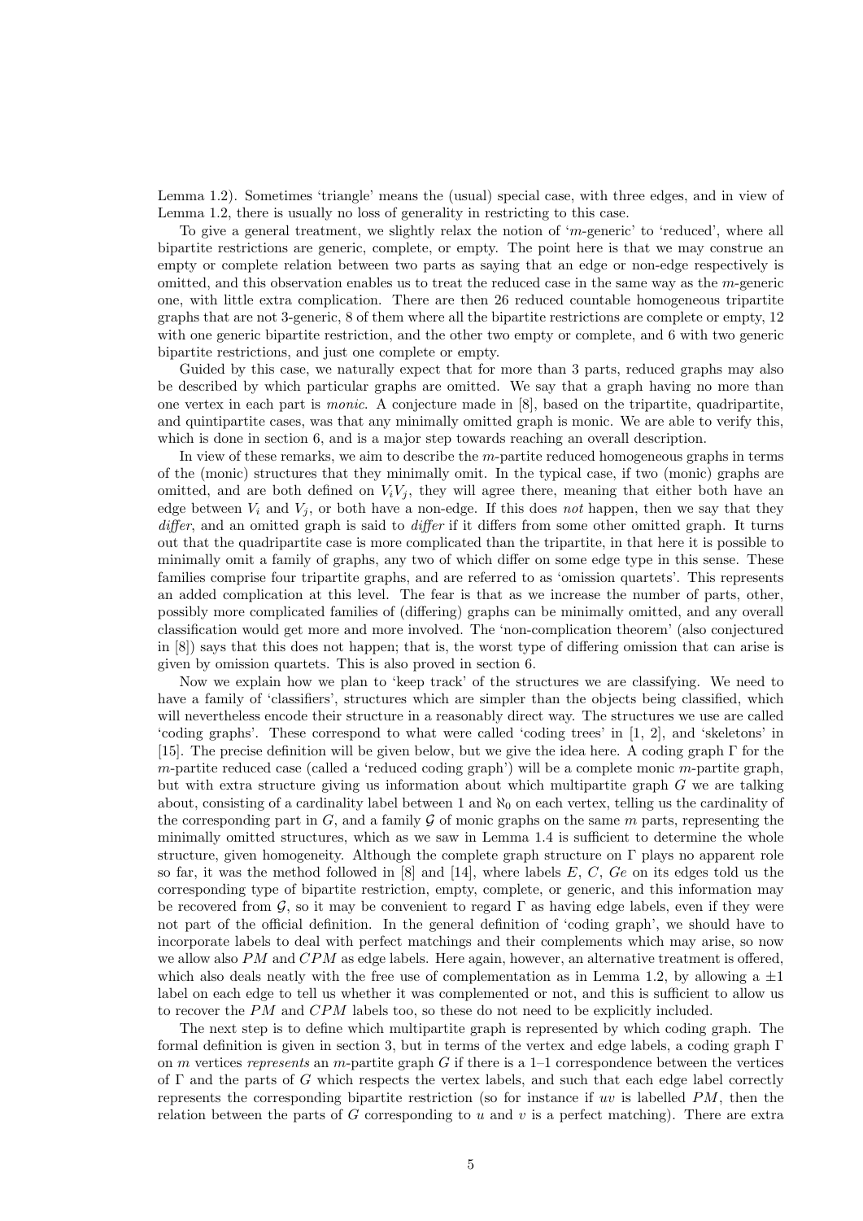Lemma 1.2). Sometimes 'triangle' means the (usual) special case, with three edges, and in view of Lemma 1.2, there is usually no loss of generality in restricting to this case.

To give a general treatment, we slightly relax the notion of '$m$-generic' to 'reduced', where all bipartite restrictions are generic, complete, or empty. The point here is that we may construe an empty or complete relation between two parts as saying that an edge or non-edge respectively is omitted, and this observation enables us to treat the reduced case in the same way as the $m$-generic one, with little extra complication. There are then 26 reduced countable homogeneous tripartite graphs that are not 3-generic, 8 of them where all the bipartite restrictions are complete or empty, 12 with one generic bipartite restriction, and the other two empty or complete, and 6 with two generic bipartite restrictions, and just one complete or empty.

Guided by this case, we naturally expect that for more than 3 parts, reduced graphs may also be described by which particular graphs are omitted. We say that a graph having no more than one vertex in each part is *monic*. A conjecture made in [8], based on the tripartite, quadripartite, and quintipartite cases, was that any minimally omitted graph is monic. We are able to verify this, which is done in section 6, and is a major step towards reaching an overall description.

In view of these remarks, we aim to describe the $m$-partite reduced homogeneous graphs in terms of the (monic) structures that they minimally omit. In the typical case, if two (monic) graphs are omitted, and are both defined on $V_iV_j$, they will agree there, meaning that either both have an edge between $V_i$ and $V_j$, or both have a non-edge. If this does *not* happen, then we say that they *differ*, and an omitted graph is said to *differ* if it differs from some other omitted graph. It turns out that the quadripartite case is more complicated than the tripartite, in that here it is possible to minimally omit a family of graphs, any two of which differ on some edge type in this sense. These families comprise four tripartite graphs, and are referred to as 'omission quartets'. This represents an added complication at this level. The fear is that as we increase the number of parts, other, possibly more complicated families of (differing) graphs can be minimally omitted, and any overall classification would get more and more involved. The 'non-complication theorem' (also conjectured in [8]) says that this does not happen; that is, the worst type of differing omission that can arise is given by omission quartets. This is also proved in section 6.

Now we explain how we plan to 'keep track' of the structures we are classifying. We need to have a family of 'classifiers', structures which are simpler than the objects being classified, which will nevertheless encode their structure in a reasonably direct way. The structures we use are called 'coding graphs'. These correspond to what were called 'coding trees' in [1, 2], and 'skeletons' in [15]. The precise definition will be given below, but we give the idea here. A coding graph $\Gamma$ for the $m$-partite reduced case (called a 'reduced coding graph') will be a complete monic $m$-partite graph, but with extra structure giving us information about which multipartite graph $G$ we are talking about, consisting of a cardinality label between 1 and $\aleph_0$ on each vertex, telling us the cardinality of the corresponding part in $G$, and a family $\mathcal{G}$ of monic graphs on the same $m$ parts, representing the minimally omitted structures, which as we saw in Lemma 1.4 is sufficient to determine the whole structure, given homogeneity. Although the complete graph structure on $\Gamma$ plays no apparent role so far, it was the method followed in [8] and [14], where labels $E$, $C$, $Ge$ on its edges told us the corresponding type of bipartite restriction, empty, complete, or generic, and this information may be recovered from $\mathcal{G}$, so it may be convenient to regard $\Gamma$ as having edge labels, even if they were not part of the official definition. In the general definition of 'coding graph', we should have to incorporate labels to deal with perfect matchings and their complements which may arise, so now we allow also $PM$ and $CPM$ as edge labels. Here again, however, an alternative treatment is offered, which also deals neatly with the free use of complementation as in Lemma 1.2, by allowing a $\pm 1$ label on each edge to tell us whether it was complemented or not, and this is sufficient to allow us to recover the $PM$ and $CPM$ labels too, so these do not need to be explicitly included.

The next step is to define which multipartite graph is represented by which coding graph. The formal definition is given in section 3, but in terms of the vertex and edge labels, a coding graph $\Gamma$ on $m$ vertices *represents* an $m$-partite graph $G$ if there is a 1–1 correspondence between the vertices of $\Gamma$ and the parts of $G$ which respects the vertex labels, and such that each edge label correctly represents the corresponding bipartite restriction (so for instance if $uv$ is labelled $PM$, then the relation between the parts of $G$ corresponding to $u$ and $v$ is a perfect matching). There are extra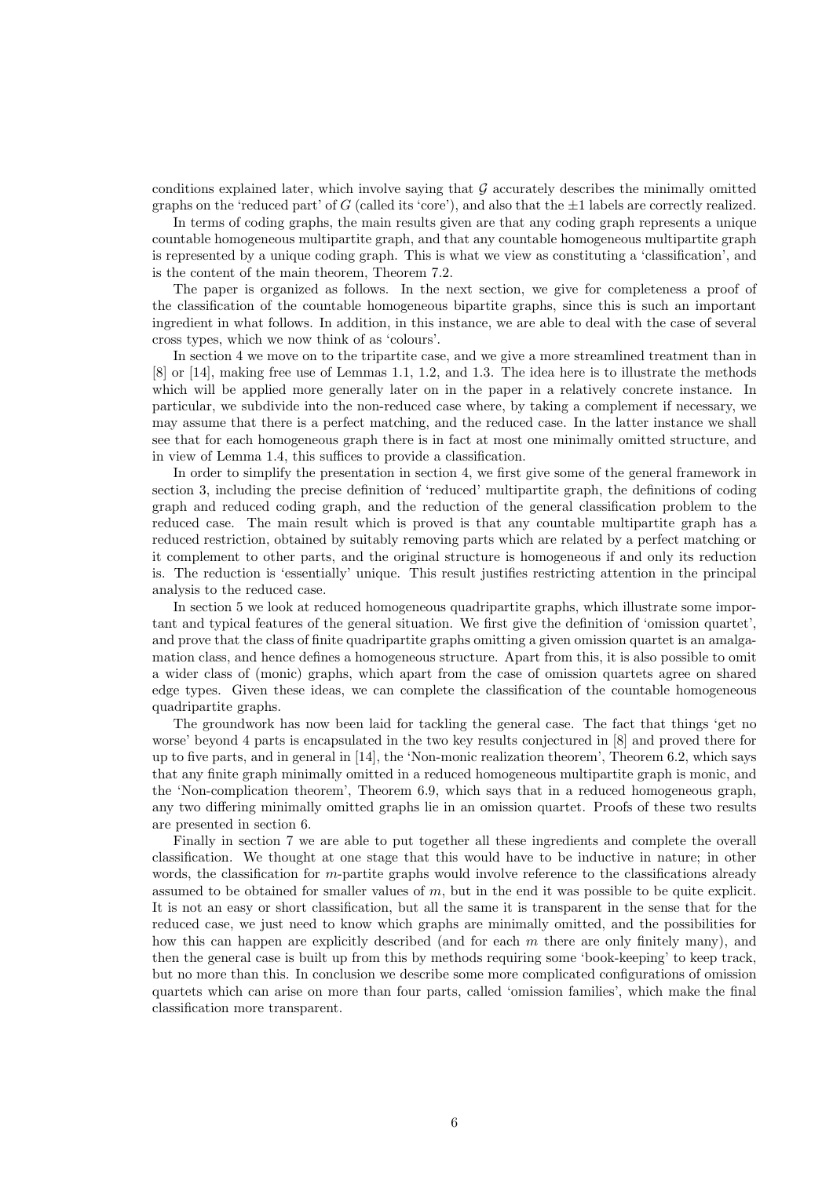conditions explained later, which involve saying that $\mathcal{G}$ accurately describes the minimally omitted graphs on the 'reduced part' of $G$ (called its 'core'), and also that the $\pm 1$ labels are correctly realized.

In terms of coding graphs, the main results given are that any coding graph represents a unique countable homogeneous multipartite graph, and that any countable homogeneous multipartite graph is represented by a unique coding graph. This is what we view as constituting a 'classification', and is the content of the main theorem, Theorem 7.2.

The paper is organized as follows. In the next section, we give for completeness a proof of the classification of the countable homogeneous bipartite graphs, since this is such an important ingredient in what follows. In addition, in this instance, we are able to deal with the case of several cross types, which we now think of as 'colours'.

In section 4 we move on to the tripartite case, and we give a more streamlined treatment than in [8] or [14], making free use of Lemmas 1.1, 1.2, and 1.3. The idea here is to illustrate the methods which will be applied more generally later on in the paper in a relatively concrete instance. In particular, we subdivide into the non-reduced case where, by taking a complement if necessary, we may assume that there is a perfect matching, and the reduced case. In the latter instance we shall see that for each homogeneous graph there is in fact at most one minimally omitted structure, and in view of Lemma 1.4, this suffices to provide a classification.

In order to simplify the presentation in section 4, we first give some of the general framework in section 3, including the precise definition of 'reduced' multipartite graph, the definitions of coding graph and reduced coding graph, and the reduction of the general classification problem to the reduced case. The main result which is proved is that any countable multipartite graph has a reduced restriction, obtained by suitably removing parts which are related by a perfect matching or it complement to other parts, and the original structure is homogeneous if and only its reduction is. The reduction is 'essentially' unique. This result justifies restricting attention in the principal analysis to the reduced case.

In section 5 we look at reduced homogeneous quadripartite graphs, which illustrate some important and typical features of the general situation. We first give the definition of 'omission quartet', and prove that the class of finite quadripartite graphs omitting a given omission quartet is an amalgamation class, and hence defines a homogeneous structure. Apart from this, it is also possible to omit a wider class of (monic) graphs, which apart from the case of omission quartets agree on shared edge types. Given these ideas, we can complete the classification of the countable homogeneous quadripartite graphs.

The groundwork has now been laid for tackling the general case. The fact that things 'get no worse' beyond 4 parts is encapsulated in the two key results conjectured in [8] and proved there for up to five parts, and in general in [14], the 'Non-monic realization theorem', Theorem 6.2, which says that any finite graph minimally omitted in a reduced homogeneous multipartite graph is monic, and the 'Non-complication theorem', Theorem 6.9, which says that in a reduced homogeneous graph, any two differing minimally omitted graphs lie in an omission quartet. Proofs of these two results are presented in section 6.

Finally in section 7 we are able to put together all these ingredients and complete the overall classification. We thought at one stage that this would have to be inductive in nature; in other words, the classification for $m$-partite graphs would involve reference to the classifications already assumed to be obtained for smaller values of $m$, but in the end it was possible to be quite explicit. It is not an easy or short classification, but all the same it is transparent in the sense that for the reduced case, we just need to know which graphs are minimally omitted, and the possibilities for how this can happen are explicitly described (and for each $m$ there are only finitely many), and then the general case is built up from this by methods requiring some 'book-keeping' to keep track, but no more than this. In conclusion we describe some more complicated configurations of omission quartets which can arise on more than four parts, called 'omission families', which make the final classification more transparent.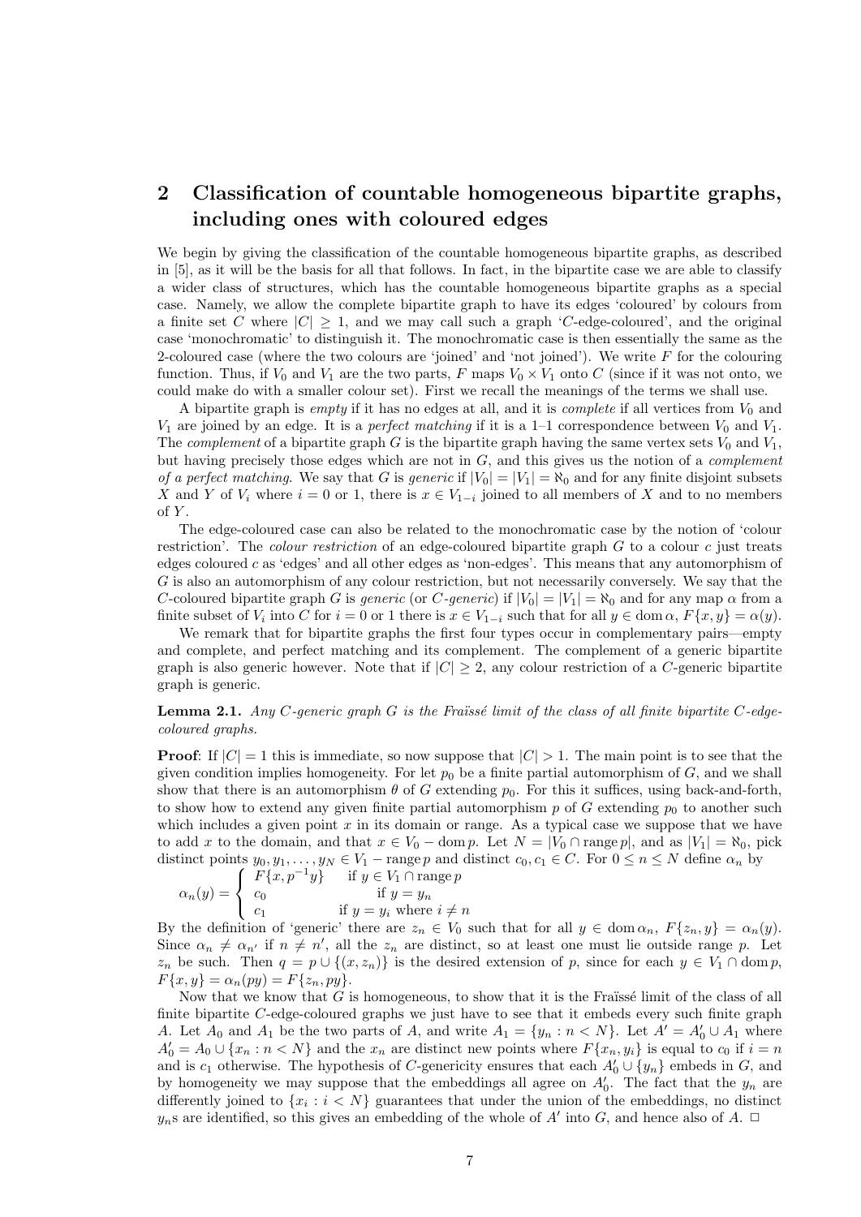## 2 Classification of countable homogeneous bipartite graphs, including ones with coloured edges

We begin by giving the classification of the countable homogeneous bipartite graphs, as described in [5], as it will be the basis for all that follows. In fact, in the bipartite case we are able to classify a wider class of structures, which has the countable homogeneous bipartite graphs as a special case. Namely, we allow the complete bipartite graph to have its edges 'coloured' by colours from a finite set $C$ where $|C| \geq 1$, and we may call such a graph '$C$-edge-coloured', and the original case 'monochromatic' to distinguish it. The monochromatic case is then essentially the same as the 2-coloured case (where the two colours are 'joined' and 'not joined'). We write $F$ for the colouring function. Thus, if $V_0$ and $V_1$ are the two parts, $F$ maps $V_0 \times V_1$ onto $C$ (since if it was not onto, we could make do with a smaller colour set). First we recall the meanings of the terms we shall use.

A bipartite graph is *empty* if it has no edges at all, and it is *complete* if all vertices from $V_0$ and $V_1$ are joined by an edge. It is a *perfect matching* if it is a 1–1 correspondence between $V_0$ and $V_1$. The *complement* of a bipartite graph $G$ is the bipartite graph having the same vertex sets $V_0$ and $V_1$, but having precisely those edges which are not in $G$, and this gives us the notion of a *complement of a perfect matching*. We say that $G$ is *generic* if $|V_0| = |V_1| = \aleph_0$ and for any finite disjoint subsets $X$ and $Y$ of $V_i$ where $i = 0$ or 1, there is $x \in V_{1-i}$ joined to all members of $X$ and to no members of $Y$.

The edge-coloured case can also be related to the monochromatic case by the notion of 'colour restriction'. The *colour restriction* of an edge-coloured bipartite graph $G$ to a colour $c$ just treats edges coloured $c$ as 'edges' and all other edges as 'non-edges'. This means that any automorphism of $G$ is also an automorphism of any colour restriction, but not necessarily conversely. We say that the $C$-coloured bipartite graph $G$ is *generic* (or *$C$-generic*) if $|V_0| = |V_1| = \aleph_0$ and for any map $\alpha$ from a finite subset of $V_i$ into $C$ for $i = 0$ or 1 there is $x \in V_{1-i}$ such that for all $y \in \operatorname{dom}\alpha$, $F\{x, y\} = \alpha(y)$.

We remark that for bipartite graphs the first four types occur in complementary pairs—empty and complete, and perfect matching and its complement. The complement of a generic bipartite graph is also generic however. Note that if $|C| \geq 2$, any colour restriction of a $C$-generic bipartite graph is generic.

**Lemma 2.1.** *Any $C$-generic graph $G$ is the Fraïssé limit of the class of all finite bipartite $C$-edge-coloured graphs.*

**Proof**: If $|C| = 1$ this is immediate, so now suppose that $|C| > 1$. The main point is to see that the given condition implies homogeneity. For let $p_0$ be a finite partial automorphism of $G$, and we shall show that there is an automorphism $\theta$ of $G$ extending $p_0$. For this it suffices, using back-and-forth, to show how to extend any given finite partial automorphism $p$ of $G$ extending $p_0$ to another such which includes a given point $x$ in its domain or range. As a typical case we suppose that we have to add $x$ to the domain, and that $x \in V_0 - \operatorname{dom} p$. Let $N = |V_0 \cap \operatorname{range} p|$, and as $|V_1| = \aleph_0$, pick distinct points $y_0, y_1, \ldots, y_N \in V_1 - \operatorname{range} p$ and distinct $c_0, c_1 \in C$. For $0 \leq n \leq N$ define $\alpha_n$ by

$$\alpha_n(y) = \begin{cases} F\{x, p^{-1}y\} & \text{if } y \in V_1 \cap \operatorname{range} p \\ c_0 & \text{if } y = y_n \\ c_1 & \text{if } y = y_i \text{ where } i \neq n \end{cases}$$

By the definition of 'generic' there are $z_n \in V_0$ such that for all $y \in \operatorname{dom}\alpha_n$, $F\{z_n, y\} = \alpha_n(y)$. Since $\alpha_n \neq \alpha_{n'}$ if $n \neq n'$, all the $z_n$ are distinct, so at least one must lie outside range $p$. Let $z_n$ be such. Then $q = p \cup \{(x, z_n)\}$ is the desired extension of $p$, since for each $y \in V_1 \cap \operatorname{dom} p$, $F\{x, y\} = \alpha_n(py) = F\{z_n, py\}$.

Now that we know that $G$ is homogeneous, to show that it is the Fraïssé limit of the class of all finite bipartite $C$-edge-coloured graphs we just have to see that it embeds every such finite graph $A$. Let $A_0$ and $A_1$ be the two parts of $A$, and write $A_1 = \{y_n : n < N\}$. Let $A' = A_0' \cup A_1$ where $A_0' = A_0 \cup \{x_n : n < N\}$ and the $x_n$ are distinct new points where $F\{x_n, y_i\}$ is equal to $c_0$ if $i = n$ and is $c_1$ otherwise. The hypothesis of $C$-genericity ensures that each $A_0' \cup \{y_n\}$ embeds in $G$, and by homogeneity we may suppose that the embeddings all agree on $A_0'$. The fact that the $y_n$ are differently joined to $\{x_i : i < N\}$ guarantees that under the union of the embeddings, no distinct $y_n$s are identified, so this gives an embedding of the whole of $A'$ into $G$, and hence also of $A$. □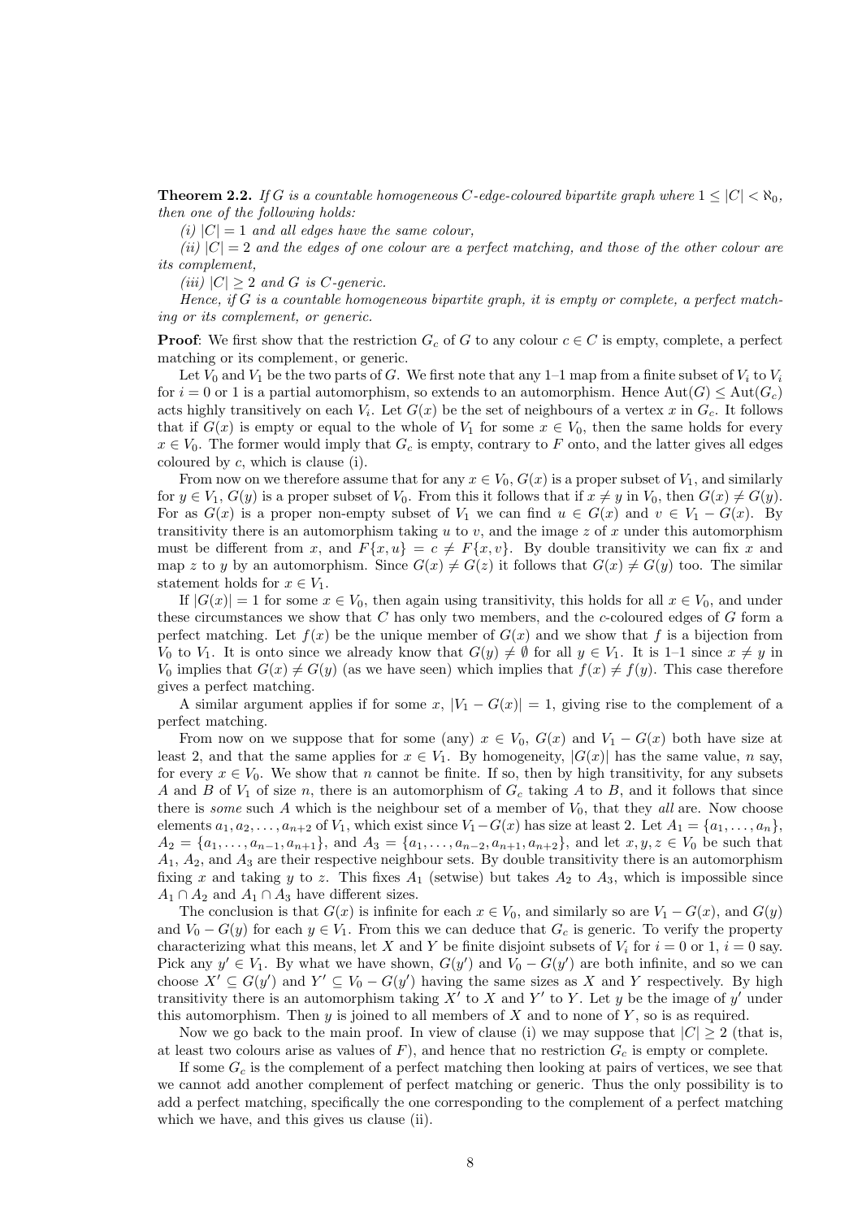**Theorem 2.2.** *If $G$ is a countable homogeneous $C$-edge-coloured bipartite graph where $1 \le |C| < \aleph_0$, then one of the following holds:*

*(i) $|C| = 1$ and all edges have the same colour,*

*(ii) $|C| = 2$ and the edges of one colour are a perfect matching, and those of the other colour are its complement,*

*(iii) $|C| \ge 2$ and $G$ is $C$-generic.*

*Hence, if $G$ is a countable homogeneous bipartite graph, it is empty or complete, a perfect matching or its complement, or generic.*

**Proof**: We first show that the restriction $G_c$ of $G$ to any colour $c \in C$ is empty, complete, a perfect matching or its complement, or generic.

Let $V_0$ and $V_1$ be the two parts of $G$. We first note that any 1–1 map from a finite subset of $V_i$ to $V_i$ for $i = 0$ or 1 is a partial automorphism, so extends to an automorphism. Hence $\mathrm{Aut}(G) \le \mathrm{Aut}(G_c)$ acts highly transitively on each $V_i$. Let $G(x)$ be the set of neighbours of a vertex $x$ in $G_c$. It follows that if $G(x)$ is empty or equal to the whole of $V_1$ for some $x \in V_0$, then the same holds for every $x \in V_0$. The former would imply that $G_c$ is empty, contrary to $F$ onto, and the latter gives all edges coloured by $c$, which is clause (i).

From now on we therefore assume that for any $x \in V_0$, $G(x)$ is a proper subset of $V_1$, and similarly for $y \in V_1$, $G(y)$ is a proper subset of $V_0$. From this it follows that if $x \ne y$ in $V_0$, then $G(x) \ne G(y)$. For as $G(x)$ is a proper non-empty subset of $V_1$ we can find $u \in G(x)$ and $v \in V_1 - G(x)$. By transitivity there is an automorphism taking $u$ to $v$, and the image $z$ of $x$ under this automorphism must be different from $x$, and $F\{x, u\} = c \ne F\{x, v\}$. By double transitivity we can fix $x$ and map $z$ to $y$ by an automorphism. Since $G(x) \ne G(z)$ it follows that $G(x) \ne G(y)$ too. The similar statement holds for $x \in V_1$.

If $|G(x)| = 1$ for some $x \in V_0$, then again using transitivity, this holds for all $x \in V_0$, and under these circumstances we show that $C$ has only two members, and the $c$-coloured edges of $G$ form a perfect matching. Let $f(x)$ be the unique member of $G(x)$ and we show that $f$ is a bijection from $V_0$ to $V_1$. It is onto since we already know that $G(y) \ne \emptyset$ for all $y \in V_1$. It is 1–1 since $x \ne y$ in $V_0$ implies that $G(x) \ne G(y)$ (as we have seen) which implies that $f(x) \ne f(y)$. This case therefore gives a perfect matching.

A similar argument applies if for some $x$, $|V_1 - G(x)| = 1$, giving rise to the complement of a perfect matching.

From now on we suppose that for some (any) $x \in V_0$, $G(x)$ and $V_1 - G(x)$ both have size at least 2, and that the same applies for $x \in V_1$. By homogeneity, $|G(x)|$ has the same value, $n$ say, for every $x \in V_0$. We show that $n$ cannot be finite. If so, then by high transitivity, for any subsets $A$ and $B$ of $V_1$ of size $n$, there is an automorphism of $G_c$ taking $A$ to $B$, and it follows that since there is *some* such $A$ which is the neighbour set of a member of $V_0$, that they *all* are. Now choose elements $a_1, a_2, \ldots, a_{n+2}$ of $V_1$, which exist since $V_1 - G(x)$ has size at least 2. Let $A_1 = \{a_1, \ldots, a_n\}$, $A_2 = \{a_1, \ldots, a_{n-1}, a_{n+1}\}$, and $A_3 = \{a_1, \ldots, a_{n-2}, a_{n+1}, a_{n+2}\}$, and let $x, y, z \in V_0$ be such that $A_1$, $A_2$, and $A_3$ are their respective neighbour sets. By double transitivity there is an automorphism fixing $x$ and taking $y$ to $z$. This fixes $A_1$ (setwise) but takes $A_2$ to $A_3$, which is impossible since $A_1 \cap A_2$ and $A_1 \cap A_3$ have different sizes.

The conclusion is that $G(x)$ is infinite for each $x \in V_0$, and similarly so are $V_1 - G(x)$, and $G(y)$ and $V_0 - G(y)$ for each $y \in V_1$. From this we can deduce that $G_c$ is generic. To verify the property characterizing what this means, let $X$ and $Y$ be finite disjoint subsets of $V_i$ for $i = 0$ or 1, $i = 0$ say. Pick any $y' \in V_1$. By what we have shown, $G(y')$ and $V_0 - G(y')$ are both infinite, and so we can choose $X' \subseteq G(y')$ and $Y' \subseteq V_0 - G(y')$ having the same sizes as $X$ and $Y$ respectively. By high transitivity there is an automorphism taking $X'$ to $X$ and $Y'$ to $Y$. Let $y$ be the image of $y'$ under this automorphism. Then $y$ is joined to all members of $X$ and to none of $Y$, so is as required.

Now we go back to the main proof. In view of clause (i) we may suppose that $|C| \ge 2$ (that is, at least two colours arise as values of $F$), and hence that no restriction $G_c$ is empty or complete.

If some $G_c$ is the complement of a perfect matching then looking at pairs of vertices, we see that we cannot add another complement of perfect matching or generic. Thus the only possibility is to add a perfect matching, specifically the one corresponding to the complement of a perfect matching which we have, and this gives us clause (ii).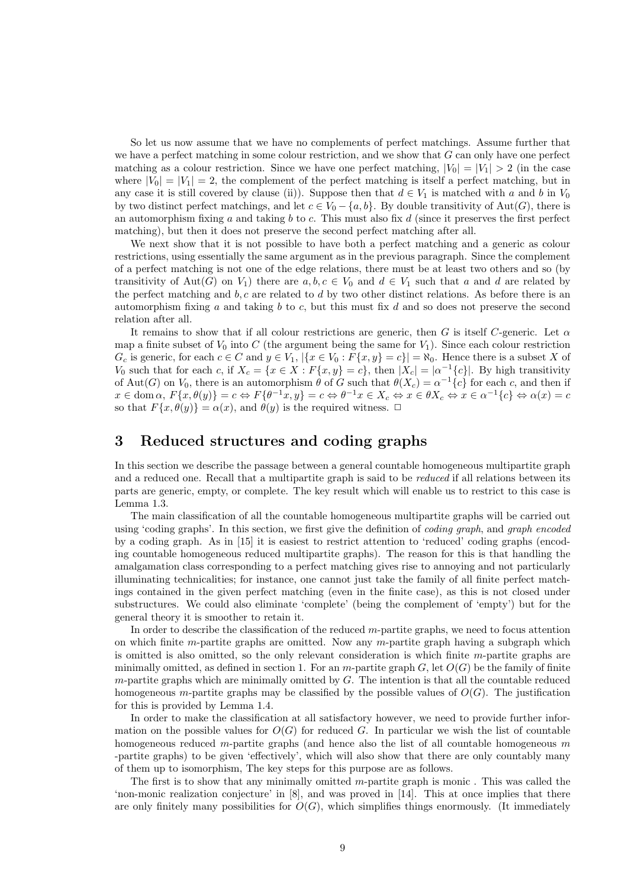So let us now assume that we have no complements of perfect matchings. Assume further that we have a perfect matching in some colour restriction, and we show that $G$ can only have one perfect matching as a colour restriction. Since we have one perfect matching, $|V_0| = |V_1| > 2$ (in the case where $|V_0| = |V_1| = 2$, the complement of the perfect matching is itself a perfect matching, but in any case it is still covered by clause (ii)). Suppose then that $d \in V_1$ is matched with $a$ and $b$ in $V_0$ by two distinct perfect matchings, and let $c \in V_0 - \{a, b\}$. By double transitivity of $\mathrm{Aut}(G)$, there is an automorphism fixing $a$ and taking $b$ to $c$. This must also fix $d$ (since it preserves the first perfect matching), but then it does not preserve the second perfect matching after all.

We next show that it is not possible to have both a perfect matching and a generic as colour restrictions, using essentially the same argument as in the previous paragraph. Since the complement of a perfect matching is not one of the edge relations, there must be at least two others and so (by transitivity of $\mathrm{Aut}(G)$ on $V_1$) there are $a, b, c \in V_0$ and $d \in V_1$ such that $a$ and $d$ are related by the perfect matching and $b, c$ are related to $d$ by two other distinct relations. As before there is an automorphism fixing $a$ and taking $b$ to $c$, but this must fix $d$ and so does not preserve the second relation after all.

It remains to show that if all colour restrictions are generic, then $G$ is itself $C$-generic. Let $\alpha$ map a finite subset of $V_0$ into $C$ (the argument being the same for $V_1$). Since each colour restriction $G_c$ is generic, for each $c \in C$ and $y \in V_1$, $|\{x \in V_0 : F\{x, y\} = c\}| = \aleph_0$. Hence there is a subset $X$ of $V_0$ such that for each $c$, if $X_c = \{x \in X : F\{x, y\} = c\}$, then $|X_c| = |\alpha^{-1}\{c\}|$. By high transitivity of $\mathrm{Aut}(G)$ on $V_0$, there is an automorphism $\theta$ of $G$ such that $\theta(X_c) = \alpha^{-1}\{c\}$ for each $c$, and then if $x \in \mathrm{dom}\,\alpha$, $F\{x, \theta(y)\} = c \Leftrightarrow F\{\theta^{-1}x, y\} = c \Leftrightarrow \theta^{-1}x \in X_c \Leftrightarrow x \in \theta X_c \Leftrightarrow x \in \alpha^{-1}\{c\} \Leftrightarrow \alpha(x) = c$ so that $F\{x, \theta(y)\} = \alpha(x)$, and $\theta(y)$ is the required witness. $\square$

## 3 Reduced structures and coding graphs

In this section we describe the passage between a general countable homogeneous multipartite graph and a reduced one. Recall that a multipartite graph is said to be *reduced* if all relations between its parts are generic, empty, or complete. The key result which will enable us to restrict to this case is Lemma 1.3.

The main classification of all the countable homogeneous multipartite graphs will be carried out using 'coding graphs'. In this section, we first give the definition of *coding graph*, and *graph encoded* by a coding graph. As in [15] it is easiest to restrict attention to 'reduced' coding graphs (encoding countable homogeneous reduced multipartite graphs). The reason for this is that handling the amalgamation class corresponding to a perfect matching gives rise to annoying and not particularly illuminating technicalities; for instance, one cannot just take the family of all finite perfect matchings contained in the given perfect matching (even in the finite case), as this is not closed under substructures. We could also eliminate 'complete' (being the complement of 'empty') but for the general theory it is smoother to retain it.

In order to describe the classification of the reduced $m$-partite graphs, we need to focus attention on which finite $m$-partite graphs are omitted. Now any $m$-partite graph having a subgraph which is omitted is also omitted, so the only relevant consideration is which finite $m$-partite graphs are minimally omitted, as defined in section 1. For an $m$-partite graph $G$, let $O(G)$ be the family of finite $m$-partite graphs which are minimally omitted by $G$. The intention is that all the countable reduced homogeneous $m$-partite graphs may be classified by the possible values of $O(G)$. The justification for this is provided by Lemma 1.4.

In order to make the classification at all satisfactory however, we need to provide further information on the possible values for $O(G)$ for reduced $G$. In particular we wish the list of countable homogeneous reduced $m$-partite graphs (and hence also the list of all countable homogeneous $m$ -partite graphs) to be given 'effectively', which will also show that there are only countably many of them up to isomorphism, The key steps for this purpose are as follows.

The first is to show that any minimally omitted $m$-partite graph is monic . This was called the 'non-monic realization conjecture' in [8], and was proved in [14]. This at once implies that there are only finitely many possibilities for $O(G)$, which simplifies things enormously. (It immediately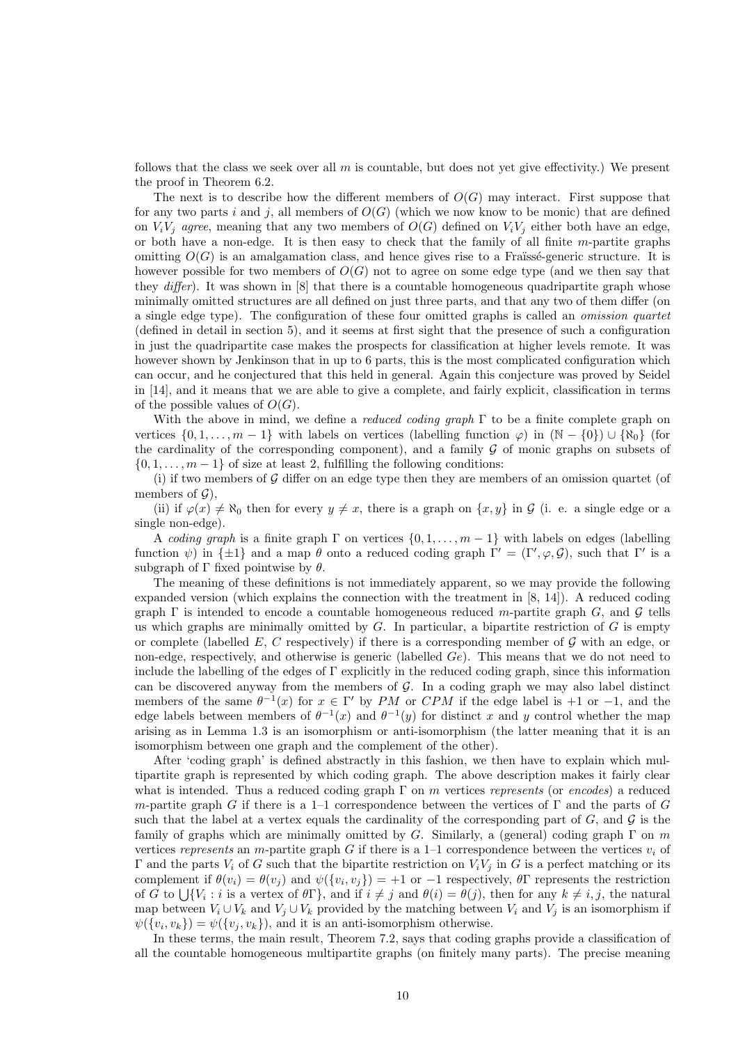follows that the class we seek over all $m$ is countable, but does not yet give effectivity.) We present the proof in Theorem 6.2.

The next is to describe how the different members of $O(G)$ may interact. First suppose that for any two parts $i$ and $j$, all members of $O(G)$ (which we now know to be monic) that are defined on $V_iV_j$ *agree*, meaning that any two members of $O(G)$ defined on $V_iV_j$ either both have an edge, or both have a non-edge. It is then easy to check that the family of all finite $m$-partite graphs omitting $O(G)$ is an amalgamation class, and hence gives rise to a Fraïssé-generic structure. It is however possible for two members of $O(G)$ not to agree on some edge type (and we then say that they *differ*). It was shown in [8] that there is a countable homogeneous quadripartite graph whose minimally omitted structures are all defined on just three parts, and that any two of them differ (on a single edge type). The configuration of these four omitted graphs is called an *omission quartet* (defined in detail in section 5), and it seems at first sight that the presence of such a configuration in just the quadripartite case makes the prospects for classification at higher levels remote. It was however shown by Jenkinson that in up to 6 parts, this is the most complicated configuration which can occur, and he conjectured that this held in general. Again this conjecture was proved by Seidel in [14], and it means that we are able to give a complete, and fairly explicit, classification in terms of the possible values of $O(G)$.

With the above in mind, we define a *reduced coding graph* $\Gamma$ to be a finite complete graph on vertices $\{0, 1, \dots, m-1\}$ with labels on vertices (labelling function $\varphi$) in $(\mathbb{N} - \{0\}) \cup \{\aleph_0\}$ (for the cardinality of the corresponding component), and a family $\mathcal{G}$ of monic graphs on subsets of $\{0, 1, \dots, m-1\}$ of size at least 2, fulfilling the following conditions:

(i) if two members of $\mathcal{G}$ differ on an edge type then they are members of an omission quartet (of members of $\mathcal{G}$),

(ii) if $\varphi(x) \neq \aleph_0$ then for every $y \neq x$, there is a graph on $\{x, y\}$ in $\mathcal{G}$ (i. e. a single edge or a single non-edge).

A *coding graph* is a finite graph $\Gamma$ on vertices $\{0, 1, \dots, m-1\}$ with labels on edges (labelling function $\psi$) in $\{\pm 1\}$ and a map $\theta$ onto a reduced coding graph $\Gamma' = (\Gamma', \varphi, \mathcal{G})$, such that $\Gamma'$ is a subgraph of $\Gamma$ fixed pointwise by $\theta$.

The meaning of these definitions is not immediately apparent, so we may provide the following expanded version (which explains the connection with the treatment in [8, 14]). A reduced coding graph $\Gamma$ is intended to encode a countable homogeneous reduced $m$-partite graph $G$, and $\mathcal{G}$ tells us which graphs are minimally omitted by $G$. In particular, a bipartite restriction of $G$ is empty or complete (labelled $E$, $C$ respectively) if there is a corresponding member of $\mathcal{G}$ with an edge, or non-edge, respectively, and otherwise is generic (labelled $Ge$). This means that we do not need to include the labelling of the edges of $\Gamma$ explicitly in the reduced coding graph, since this information can be discovered anyway from the members of $\mathcal{G}$. In a coding graph we may also label distinct members of the same $\theta^{-1}(x)$ for $x \in \Gamma'$ by $PM$ or $CPM$ if the edge label is $+1$ or $-1$, and the edge labels between members of $\theta^{-1}(x)$ and $\theta^{-1}(y)$ for distinct $x$ and $y$ control whether the map arising as in Lemma 1.3 is an isomorphism or anti-isomorphism (the latter meaning that it is an isomorphism between one graph and the complement of the other).

After 'coding graph' is defined abstractly in this fashion, we then have to explain which multipartite graph is represented by which coding graph. The above description makes it fairly clear what is intended. Thus a reduced coding graph $\Gamma$ on $m$ vertices *represents* (or *encodes*) a reduced $m$-partite graph $G$ if there is a 1–1 correspondence between the vertices of $\Gamma$ and the parts of $G$ such that the label at a vertex equals the cardinality of the corresponding part of $G$, and $\mathcal{G}$ is the family of graphs which are minimally omitted by $G$. Similarly, a (general) coding graph $\Gamma$ on $m$ vertices *represents* an $m$-partite graph $G$ if there is a 1–1 correspondence between the vertices $v_i$ of $\Gamma$ and the parts $V_i$ of $G$ such that the bipartite restriction on $V_iV_j$ in $G$ is a perfect matching or its complement if $\theta(v_i) = \theta(v_j)$ and $\psi(\{v_i, v_j\}) = +1$ or $-1$ respectively, $\theta\Gamma$ represents the restriction of $G$ to $\bigcup\{V_i : i$ is a vertex of $\theta\Gamma\}$, and if $i \neq j$ and $\theta(i) = \theta(j)$, then for any $k \neq i, j$, the natural map between $V_i \cup V_k$ and $V_j \cup V_k$ provided by the matching between $V_i$ and $V_j$ is an isomorphism if $\psi(\{v_i, v_k\}) = \psi(\{v_j, v_k\})$, and it is an anti-isomorphism otherwise.

In these terms, the main result, Theorem 7.2, says that coding graphs provide a classification of all the countable homogeneous multipartite graphs (on finitely many parts). The precise meaning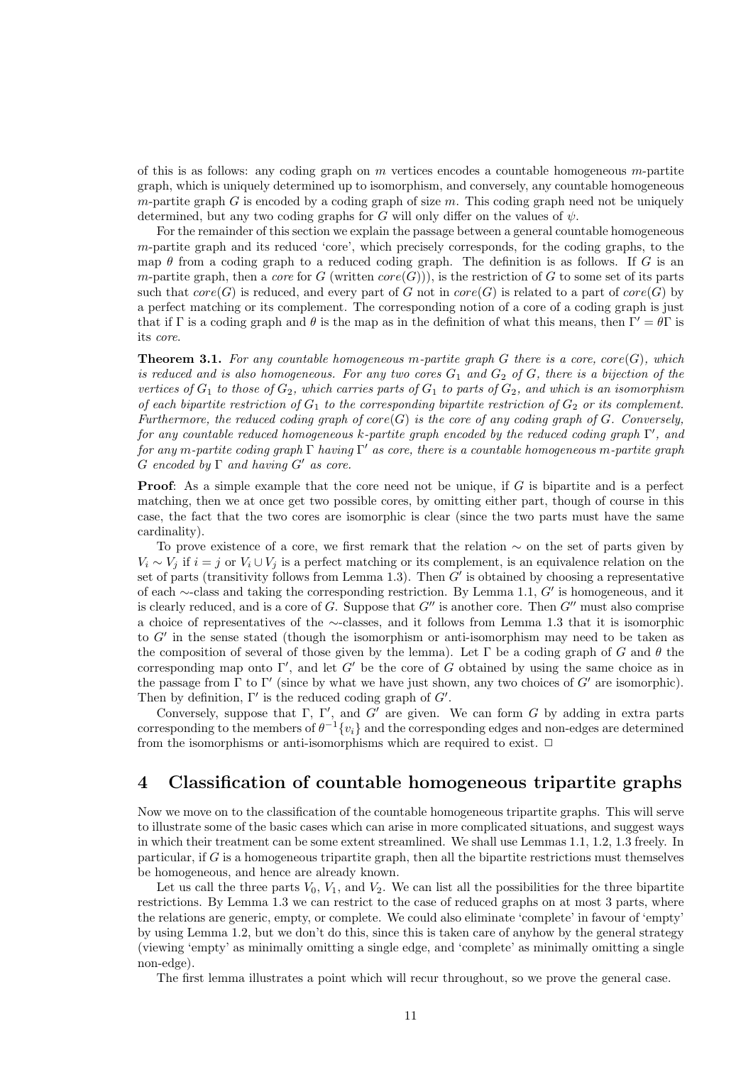of this is as follows: any coding graph on $m$ vertices encodes a countable homogeneous $m$-partite graph, which is uniquely determined up to isomorphism, and conversely, any countable homogeneous $m$-partite graph $G$ is encoded by a coding graph of size $m$. This coding graph need not be uniquely determined, but any two coding graphs for $G$ will only differ on the values of $\psi$.

For the remainder of this section we explain the passage between a general countable homogeneous $m$-partite graph and its reduced 'core', which precisely corresponds, for the coding graphs, to the map $\theta$ from a coding graph to a reduced coding graph. The definition is as follows. If $G$ is an $m$-partite graph, then a *core* for $G$ (written $core(G)$)), is the restriction of $G$ to some set of its parts such that $core(G)$ is reduced, and every part of $G$ not in $core(G)$ is related to a part of $core(G)$ by a perfect matching or its complement. The corresponding notion of a core of a coding graph is just that if $\Gamma$ is a coding graph and $\theta$ is the map as in the definition of what this means, then $\Gamma' = \theta\Gamma$ is its *core*.

**Theorem 3.1.** *For any countable homogeneous $m$-partite graph $G$ there is a core, $core(G)$, which is reduced and is also homogeneous. For any two cores $G_1$ and $G_2$ of $G$, there is a bijection of the vertices of $G_1$ to those of $G_2$, which carries parts of $G_1$ to parts of $G_2$, and which is an isomorphism of each bipartite restriction of $G_1$ to the corresponding bipartite restriction of $G_2$ or its complement. Furthermore, the reduced coding graph of $core(G)$ is the core of any coding graph of $G$. Conversely, for any countable reduced homogeneous $k$-partite graph encoded by the reduced coding graph $\Gamma'$, and for any $m$-partite coding graph $\Gamma$ having $\Gamma'$ as core, there is a countable homogeneous $m$-partite graph $G$ encoded by $\Gamma$ and having $G'$ as core.*

**Proof**: As a simple example that the core need not be unique, if $G$ is bipartite and is a perfect matching, then we at once get two possible cores, by omitting either part, though of course in this case, the fact that the two cores are isomorphic is clear (since the two parts must have the same cardinality).

To prove existence of a core, we first remark that the relation $\sim$ on the set of parts given by $V_i \sim V_j$ if $i = j$ or $V_i \cup V_j$ is a perfect matching or its complement, is an equivalence relation on the set of parts (transitivity follows from Lemma 1.3). Then $G'$ is obtained by choosing a representative of each $\sim$-class and taking the corresponding restriction. By Lemma 1.1, $G'$ is homogeneous, and it is clearly reduced, and is a core of $G$. Suppose that $G''$ is another core. Then $G''$ must also comprise a choice of representatives of the $\sim$-classes, and it follows from Lemma 1.3 that it is isomorphic to $G'$ in the sense stated (though the isomorphism or anti-isomorphism may need to be taken as the composition of several of those given by the lemma). Let $\Gamma$ be a coding graph of $G$ and $\theta$ the corresponding map onto $\Gamma'$, and let $G'$ be the core of $G$ obtained by using the same choice as in the passage from $\Gamma$ to $\Gamma'$ (since by what we have just shown, any two choices of $G'$ are isomorphic). Then by definition, $\Gamma'$ is the reduced coding graph of $G'$.

Conversely, suppose that $\Gamma$, $\Gamma'$, and $G'$ are given. We can form $G$ by adding in extra parts corresponding to the members of $\theta^{-1}\{v_i\}$ and the corresponding edges and non-edges are determined from the isomorphisms or anti-isomorphisms which are required to exist. $\Box$

## 4 Classification of countable homogeneous tripartite graphs

Now we move on to the classification of the countable homogeneous tripartite graphs. This will serve to illustrate some of the basic cases which can arise in more complicated situations, and suggest ways in which their treatment can be some extent streamlined. We shall use Lemmas 1.1, 1.2, 1.3 freely. In particular, if $G$ is a homogeneous tripartite graph, then all the bipartite restrictions must themselves be homogeneous, and hence are already known.

Let us call the three parts $V_0$, $V_1$, and $V_2$. We can list all the possibilities for the three bipartite restrictions. By Lemma 1.3 we can restrict to the case of reduced graphs on at most 3 parts, where the relations are generic, empty, or complete. We could also eliminate 'complete' in favour of 'empty' by using Lemma 1.2, but we don't do this, since this is taken care of anyhow by the general strategy (viewing 'empty' as minimally omitting a single edge, and 'complete' as minimally omitting a single non-edge).

The first lemma illustrates a point which will recur throughout, so we prove the general case.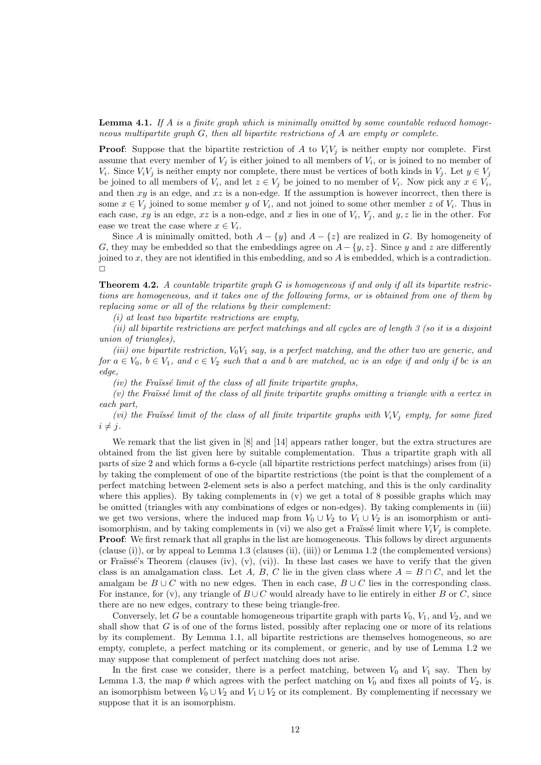**Lemma 4.1.** *If $A$ is a finite graph which is minimally omitted by some countable reduced homogeneous multipartite graph $G$, then all bipartite restrictions of $A$ are empty or complete.*

**Proof**: Suppose that the bipartite restriction of $A$ to $V_iV_j$ is neither empty nor complete. First assume that every member of $V_j$ is either joined to all members of $V_i$, or is joined to no member of $V_i$. Since $V_iV_j$ is neither empty nor complete, there must be vertices of both kinds in $V_j$. Let $y \in V_j$ be joined to all members of $V_i$, and let $z \in V_j$ be joined to no member of $V_i$. Now pick any $x \in V_i$, and then $xy$ is an edge, and $xz$ is a non-edge. If the assumption is however incorrect, then there is some $x \in V_j$ joined to some member $y$ of $V_i$, and not joined to some other member $z$ of $V_i$. Thus in each case, $xy$ is an edge, $xz$ is a non-edge, and $x$ lies in one of $V_i$, $V_j$, and $y, z$ lie in the other. For ease we treat the case where $x \in V_i$.

Since $A$ is minimally omitted, both $A - \{y\}$ and $A - \{z\}$ are realized in $G$. By homogeneity of $G$, they may be embedded so that the embeddings agree on $A - \{y, z\}$. Since $y$ and $z$ are differently joined to $x$, they are not identified in this embedding, and so $A$ is embedded, which is a contradiction. $\square$

**Theorem 4.2.** *A countable tripartite graph $G$ is homogeneous if and only if all its bipartite restrictions are homogeneous, and it takes one of the following forms, or is obtained from one of them by replacing some or all of the relations by their complement:*

*(i) at least two bipartite restrictions are empty,*

*(ii) all bipartite restrictions are perfect matchings and all cycles are of length 3 (so it is a disjoint union of triangles),*

*(iii) one bipartite restriction, $V_0V_1$ say, is a perfect matching, and the other two are generic, and for $a \in V_0$, $b \in V_1$, and $c \in V_2$ such that $a$ and $b$ are matched, $ac$ is an edge if and only if $bc$ is an edge,*

*(iv) the Fraïssé limit of the class of all finite tripartite graphs,*

*(v) the Fraïssé limit of the class of all finite tripartite graphs omitting a triangle with a vertex in each part,*

*(vi) the Fraïssé limit of the class of all finite tripartite graphs with $V_iV_j$ empty, for some fixed $i \neq j$.*

We remark that the list given in [8] and [14] appears rather longer, but the extra structures are obtained from the list given here by suitable complementation. Thus a tripartite graph with all parts of size 2 and which forms a 6-cycle (all bipartite restrictions perfect matchings) arises from (ii) by taking the complement of one of the bipartite restrictions (the point is that the complement of a perfect matching between 2-element sets is also a perfect matching, and this is the only cardinality where this applies). By taking complements in (v) we get a total of 8 possible graphs which may be omitted (triangles with any combinations of edges or non-edges). By taking complements in (iii) we get two versions, where the induced map from $V_0 \cup V_2$ to $V_1 \cup V_2$ is an isomorphism or anti-isomorphism, and by taking complements in (vi) we also get a Fraïssé limit where $V_iV_j$ is complete.

**Proof**: We first remark that all graphs in the list are homogeneous. This follows by direct arguments (clause (i)), or by appeal to Lemma 1.3 (clauses (ii), (iii)) or Lemma 1.2 (the complemented versions) or Fraïssé's Theorem (clauses (iv), (v), (vi)). In these last cases we have to verify that the given class is an amalgamation class. Let $A$, $B$, $C$ lie in the given class where $A = B \cap C$, and let the amalgam be $B \cup C$ with no new edges. Then in each case, $B \cup C$ lies in the corresponding class. For instance, for (v), any triangle of $B \cup C$ would already have to lie entirely in either $B$ or $C$, since there are no new edges, contrary to these being triangle-free.

Conversely, let $G$ be a countable homogeneous tripartite graph with parts $V_0$, $V_1$, and $V_2$, and we shall show that $G$ is of one of the forms listed, possibly after replacing one or more of its relations by its complement. By Lemma 1.1, all bipartite restrictions are themselves homogeneous, so are empty, complete, a perfect matching or its complement, or generic, and by use of Lemma 1.2 we may suppose that complement of perfect matching does not arise.

In the first case we consider, there is a perfect matching, between $V_0$ and $V_1$ say. Then by Lemma 1.3, the map $\theta$ which agrees with the perfect matching on $V_0$ and fixes all points of $V_2$, is an isomorphism between $V_0 \cup V_2$ and $V_1 \cup V_2$ or its complement. By complementing if necessary we suppose that it is an isomorphism.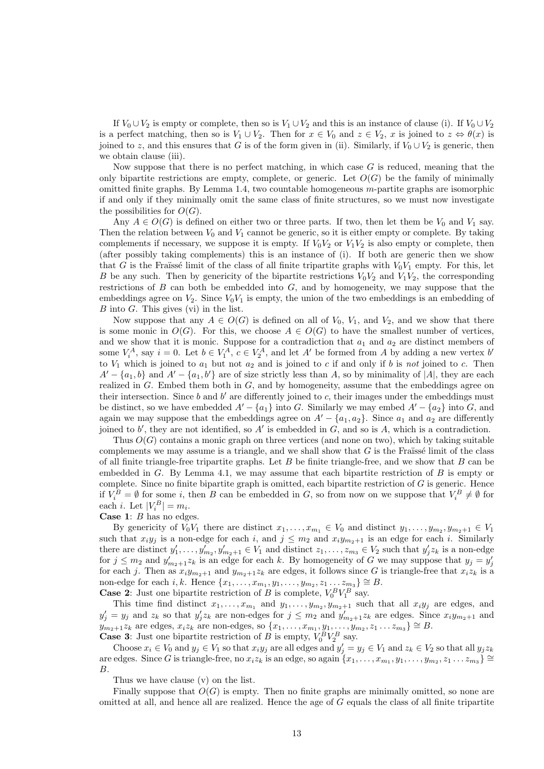If $V_0 \cup V_2$ is empty or complete, then so is $V_1 \cup V_2$ and this is an instance of clause (i). If $V_0 \cup V_2$ is a perfect matching, then so is $V_1 \cup V_2$. Then for $x \in V_0$ and $z \in V_2$, $x$ is joined to $z \Leftrightarrow \theta(x)$ is joined to $z$, and this ensures that $G$ is of the form given in (ii). Similarly, if $V_0 \cup V_2$ is generic, then we obtain clause (iii).

Now suppose that there is no perfect matching, in which case $G$ is reduced, meaning that the only bipartite restrictions are empty, complete, or generic. Let $O(G)$ be the family of minimally omitted finite graphs. By Lemma 1.4, two countable homogeneous $m$-partite graphs are isomorphic if and only if they minimally omit the same class of finite structures, so we must now investigate the possibilities for $O(G)$.

Any $A \in O(G)$ is defined on either two or three parts. If two, then let them be $V_0$ and $V_1$ say. Then the relation between $V_0$ and $V_1$ cannot be generic, so it is either empty or complete. By taking complements if necessary, we suppose it is empty. If $V_0V_2$ or $V_1V_2$ is also empty or complete, then (after possibly taking complements) this is an instance of (i). If both are generic then we show that $G$ is the Fraïssé limit of the class of all finite tripartite graphs with $V_0V_1$ empty. For this, let $B$ be any such. Then by genericity of the bipartite restrictions $V_0V_2$ and $V_1V_2$, the corresponding restrictions of $B$ can both be embedded into $G$, and by homogeneity, we may suppose that the embeddings agree on $V_2$. Since $V_0V_1$ is empty, the union of the two embeddings is an embedding of $B$ into $G$. This gives (vi) in the list.

Now suppose that any $A \in O(G)$ is defined on all of $V_0$, $V_1$, and $V_2$, and we show that there is some monic in $O(G)$. For this, we choose $A \in O(G)$ to have the smallest number of vertices, and we show that it is monic. Suppose for a contradiction that $a_1$ and $a_2$ are distinct members of some $V_i^A$, say $i = 0$. Let $b \in V_1^A$, $c \in V_2^A$, and let $A'$ be formed from $A$ by adding a new vertex $b'$ to $V_1$ which is joined to $a_1$ but not $a_2$ and is joined to $c$ if and only if $b$ is *not* joined to $c$. Then $A' - \{a_1, b\}$ and $A' - \{a_1, b'\}$ are of size strictly less than $A$, so by minimality of $|A|$, they are each realized in $G$. Embed them both in $G$, and by homogeneity, assume that the embeddings agree on their intersection. Since $b$ and $b'$ are differently joined to $c$, their images under the embeddings must be distinct, so we have embedded $A' - \{a_1\}$ into $G$. Similarly we may embed $A' - \{a_2\}$ into $G$, and again we may suppose that the embeddings agree on $A' - \{a_1, a_2\}$. Since $a_1$ and $a_2$ are differently joined to $b'$, they are not identified, so $A'$ is embedded in $G$, and so is $A$, which is a contradiction.

Thus $O(G)$ contains a monic graph on three vertices (and none on two), which by taking suitable complements we may assume is a triangle, and we shall show that $G$ is the Fraïssé limit of the class of all finite triangle-free tripartite graphs. Let $B$ be finite triangle-free, and we show that $B$ can be embedded in $G$. By Lemma 4.1, we may assume that each bipartite restriction of $B$ is empty or complete. Since no finite bipartite graph is omitted, each bipartite restriction of $G$ is generic. Hence if $V_i^B = \emptyset$ for some $i$, then $B$ can be embedded in $G$, so from now on we suppose that $V_i^B \neq \emptyset$ for each $i$. Let $|V_i^B| = m_i$.

**Case 1**: $B$ has no edges.

By genericity of $V_0V_1$ there are distinct $x_1, \ldots, x_{m_1} \in V_0$ and distinct $y_1, \ldots, y_{m_2}, y_{m_2+1} \in V_1$ such that $x_iy_j$ is a non-edge for each $i$, and $j \leq m_2$ and $x_iy_{m_2+1}$ is an edge for each $i$. Similarly there are distinct $y_1', \ldots, y_{m_2}', y_{m_2+1}' \in V_1$ and distinct $z_1, \ldots, z_{m_3} \in V_2$ such that $y_j'z_k$ is a non-edge for $j \leq m_2$ and $y_{m_2+1}'z_k$ is an edge for each $k$. By homogeneity of $G$ we may suppose that $y_j = y_j'$ for each $j$. Then as $x_iy_{m_2+1}$ and $y_{m_2+1}z_k$ are edges, it follows since $G$ is triangle-free that $x_iz_k$ is a non-edge for each $i, k$. Hence $\{x_1, \ldots, x_{m_1}, y_1, \ldots, y_{m_2}, z_1 \ldots z_{m_3}\} \cong B$.

**Case 2**: Just one bipartite restriction of $B$ is complete, $V_0^BV_1^B$ say.

This time find distinct $x_1, \ldots, x_{m_1}$ and $y_1, \ldots, y_{m_2}, y_{m_2+1}$ such that all $x_iy_j$ are edges, and $y_j' = y_j$ and $z_k$ so that $y_j'z_k$ are non-edges for $j \leq m_2$ and $y_{m_2+1}'z_k$ are edges. Since $x_iy_{m_2+1}$ and $y_{m_2+1}z_k$ are edges, $x_iz_k$ are non-edges, so $\{x_1, \ldots, x_{m_1}, y_1, \ldots, y_{m_2}, z_1 \ldots z_{m_3}\} \cong B$.

**Case 3**: Just one bipartite restriction of $B$ is empty, $V_0^BV_2^B$ say.

Choose $x_i \in V_0$ and $y_j \in V_1$ so that $x_iy_j$ are all edges and $y_j' = y_j \in V_1$ and $z_k \in V_2$ so that all $y_jz_k$ are edges. Since $G$ is triangle-free, no $x_iz_k$ is an edge, so again $\{x_1, \ldots, x_{m_1}, y_1, \ldots, y_{m_2}, z_1 \ldots z_{m_3}\} \cong B$.

Thus we have clause (v) on the list.

Finally suppose that $O(G)$ is empty. Then no finite graphs are minimally omitted, so none are omitted at all, and hence all are realized. Hence the age of $G$ equals the class of all finite tripartite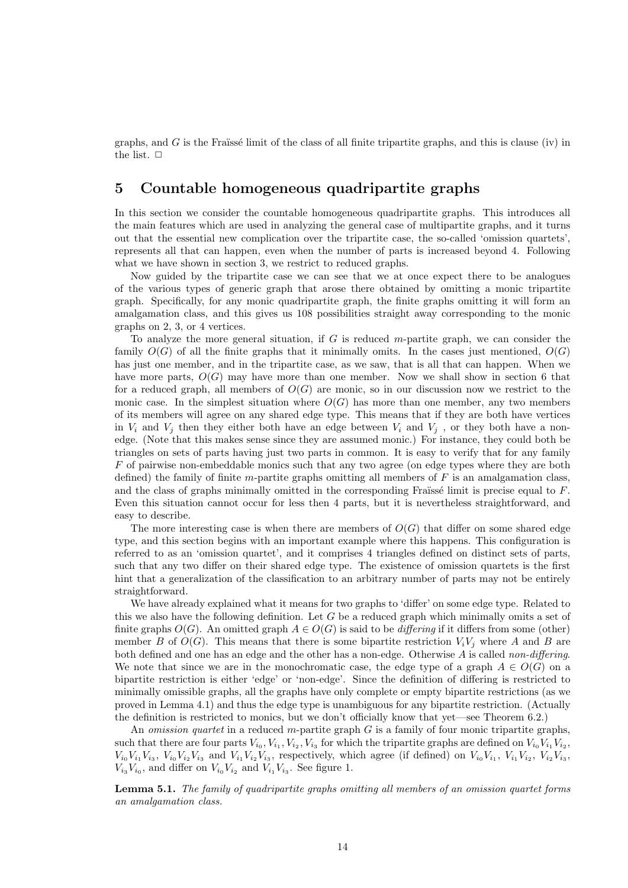graphs, and $G$ is the Fraïssé limit of the class of all finite tripartite graphs, and this is clause (iv) in the list. $\square$

## 5 Countable homogeneous quadripartite graphs

In this section we consider the countable homogeneous quadripartite graphs. This introduces all the main features which are used in analyzing the general case of multipartite graphs, and it turns out that the essential new complication over the tripartite case, the so-called 'omission quartets', represents all that can happen, even when the number of parts is increased beyond 4. Following what we have shown in section 3, we restrict to reduced graphs.

Now guided by the tripartite case we can see that we at once expect there to be analogues of the various types of generic graph that arose there obtained by omitting a monic tripartite graph. Specifically, for any monic quadripartite graph, the finite graphs omitting it will form an amalgamation class, and this gives us 108 possibilities straight away corresponding to the monic graphs on 2, 3, or 4 vertices.

To analyze the more general situation, if $G$ is reduced $m$-partite graph, we can consider the family $O(G)$ of all the finite graphs that it minimally omits. In the cases just mentioned, $O(G)$ has just one member, and in the tripartite case, as we saw, that is all that can happen. When we have more parts, $O(G)$ may have more than one member. Now we shall show in section 6 that for a reduced graph, all members of $O(G)$ are monic, so in our discussion now we restrict to the monic case. In the simplest situation where $O(G)$ has more than one member, any two members of its members will agree on any shared edge type. This means that if they are both have vertices in $V_i$ and $V_j$ then they either both have an edge between $V_i$ and $V_j$ , or they both have a non-edge. (Note that this makes sense since they are assumed monic.) For instance, they could both be triangles on sets of parts having just two parts in common. It is easy to verify that for any family $F$ of pairwise non-embeddable monics such that any two agree (on edge types where they are both defined) the family of finite $m$-partite graphs omitting all members of $F$ is an amalgamation class, and the class of graphs minimally omitted in the corresponding Fraïssé limit is precise equal to $F$. Even this situation cannot occur for less then 4 parts, but it is nevertheless straightforward, and easy to describe.

The more interesting case is when there are members of $O(G)$ that differ on some shared edge type, and this section begins with an important example where this happens. This configuration is referred to as an 'omission quartet', and it comprises 4 triangles defined on distinct sets of parts, such that any two differ on their shared edge type. The existence of omission quartets is the first hint that a generalization of the classification to an arbitrary number of parts may not be entirely straightforward.

We have already explained what it means for two graphs to 'differ' on some edge type. Related to this we also have the following definition. Let $G$ be a reduced graph which minimally omits a set of finite graphs $O(G)$. An omitted graph $A \in O(G)$ is said to be *differing* if it differs from some (other) member $B$ of $O(G)$. This means that there is some bipartite restriction $V_iV_j$ where $A$ and $B$ are both defined and one has an edge and the other has a non-edge. Otherwise $A$ is called *non-differing*. We note that since we are in the monochromatic case, the edge type of a graph $A \in O(G)$ on a bipartite restriction is either 'edge' or 'non-edge'. Since the definition of differing is restricted to minimally omissible graphs, all the graphs have only complete or empty bipartite restrictions (as we proved in Lemma 4.1) and thus the edge type is unambiguous for any bipartite restriction. (Actually the definition is restricted to monics, but we don't officially know that yet—see Theorem 6.2.)

An *omission quartet* in a reduced $m$-partite graph $G$ is a family of four monic tripartite graphs, such that there are four parts $V_{i_0}, V_{i_1}, V_{i_2}, V_{i_3}$ for which the tripartite graphs are defined on $V_{i_0}V_{i_1}V_{i_2}$, $V_{i_0}V_{i_1}V_{i_3}$, $V_{i_0}V_{i_2}V_{i_3}$ and $V_{i_1}V_{i_2}V_{i_3}$, respectively, which agree (if defined) on $V_{i_0}V_{i_1}$, $V_{i_1}V_{i_2}$, $V_{i_2}V_{i_3}$, $V_{i_3}V_{i_0}$, and differ on $V_{i_0}V_{i_2}$ and $V_{i_1}V_{i_3}$. See figure 1.

**Lemma 5.1.** *The family of quadripartite graphs omitting all members of an omission quartet forms an amalgamation class.*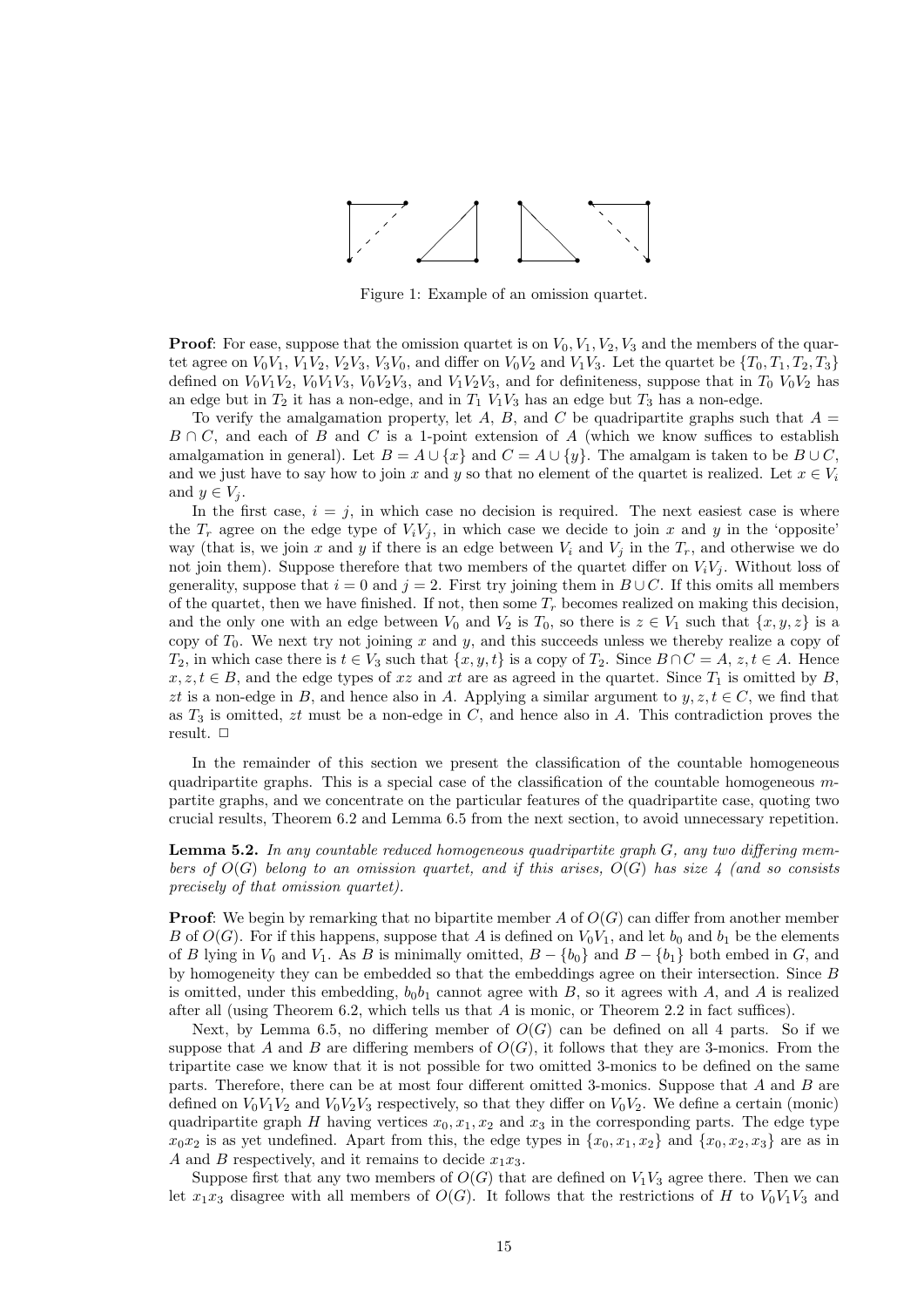Figure 1: Example of an omission quartet.

**Proof**: For ease, suppose that the omission quartet is on $V_0, V_1, V_2, V_3$ and the members of the quartet agree on $V_0V_1$, $V_1V_2$, $V_2V_3$, $V_3V_0$, and differ on $V_0V_2$ and $V_1V_3$. Let the quartet be $\{T_0, T_1, T_2, T_3\}$ defined on $V_0V_1V_2$, $V_0V_1V_3$, $V_0V_2V_3$, and $V_1V_2V_3$, and for definiteness, suppose that in $T_0$ $V_0V_2$ has an edge but in $T_2$ it has a non-edge, and in $T_1$ $V_1V_3$ has an edge but $T_3$ has a non-edge.

To verify the amalgamation property, let $A$, $B$, and $C$ be quadripartite graphs such that $A = B \cap C$, and each of $B$ and $C$ is a 1-point extension of $A$ (which we know suffices to establish amalgamation in general). Let $B = A \cup \{x\}$ and $C = A \cup \{y\}$. The amalgam is taken to be $B \cup C$, and we just have to say how to join $x$ and $y$ so that no element of the quartet is realized. Let $x \in V_i$ and $y \in V_j$.

In the first case, $i = j$, in which case no decision is required. The next easiest case is where the $T_r$ agree on the edge type of $V_iV_j$, in which case we decide to join $x$ and $y$ in the 'opposite' way (that is, we join $x$ and $y$ if there is an edge between $V_i$ and $V_j$ in the $T_r$, and otherwise we do not join them). Suppose therefore that two members of the quartet differ on $V_iV_j$. Without loss of generality, suppose that $i = 0$ and $j = 2$. First try joining them in $B \cup C$. If this omits all members of the quartet, then we have finished. If not, then some $T_r$ becomes realized on making this decision, and the only one with an edge between $V_0$ and $V_2$ is $T_0$, so there is $z \in V_1$ such that $\{x, y, z\}$ is a copy of $T_0$. We next try not joining $x$ and $y$, and this succeeds unless we thereby realize a copy of $T_2$, in which case there is $t \in V_3$ such that $\{x, y, t\}$ is a copy of $T_2$. Since $B \cap C = A$, $z, t \in A$. Hence $x, z, t \in B$, and the edge types of $xz$ and $xt$ are as agreed in the quartet. Since $T_1$ is omitted by $B$, $zt$ is a non-edge in $B$, and hence also in $A$. Applying a similar argument to $y, z, t \in C$, we find that as $T_3$ is omitted, $zt$ must be a non-edge in $C$, and hence also in $A$. This contradiction proves the result. $\Box$

In the remainder of this section we present the classification of the countable homogeneous quadripartite graphs. This is a special case of the classification of the countable homogeneous $m$-partite graphs, and we concentrate on the particular features of the quadripartite case, quoting two crucial results, Theorem 6.2 and Lemma 6.5 from the next section, to avoid unnecessary repetition.

**Lemma 5.2.** *In any countable reduced homogeneous quadripartite graph $G$, any two differing members of $O(G)$ belong to an omission quartet, and if this arises, $O(G)$ has size 4 (and so consists precisely of that omission quartet).*

**Proof**: We begin by remarking that no bipartite member $A$ of $O(G)$ can differ from another member $B$ of $O(G)$. For if this happens, suppose that $A$ is defined on $V_0V_1$, and let $b_0$ and $b_1$ be the elements of $B$ lying in $V_0$ and $V_1$. As $B$ is minimally omitted, $B - \{b_0\}$ and $B - \{b_1\}$ both embed in $G$, and by homogeneity they can be embedded so that the embeddings agree on their intersection. Since $B$ is omitted, under this embedding, $b_0b_1$ cannot agree with $B$, so it agrees with $A$, and $A$ is realized after all (using Theorem 6.2, which tells us that $A$ is monic, or Theorem 2.2 in fact suffices).

Next, by Lemma 6.5, no differing member of $O(G)$ can be defined on all 4 parts. So if we suppose that $A$ and $B$ are differing members of $O(G)$, it follows that they are 3-monics. From the tripartite case we know that it is not possible for two omitted 3-monics to be defined on the same parts. Therefore, there can be at most four different omitted 3-monics. Suppose that $A$ and $B$ are defined on $V_0V_1V_2$ and $V_0V_2V_3$ respectively, so that they differ on $V_0V_2$. We define a certain (monic) quadripartite graph $H$ having vertices $x_0, x_1, x_2$ and $x_3$ in the corresponding parts. The edge type $x_0x_2$ is as yet undefined. Apart from this, the edge types in $\{x_0, x_1, x_2\}$ and $\{x_0, x_2, x_3\}$ are as in $A$ and $B$ respectively, and it remains to decide $x_1x_3$.

Suppose first that any two members of $O(G)$ that are defined on $V_1V_3$ agree there. Then we can let $x_1x_3$ disagree with all members of $O(G)$. It follows that the restrictions of $H$ to $V_0V_1V_3$ and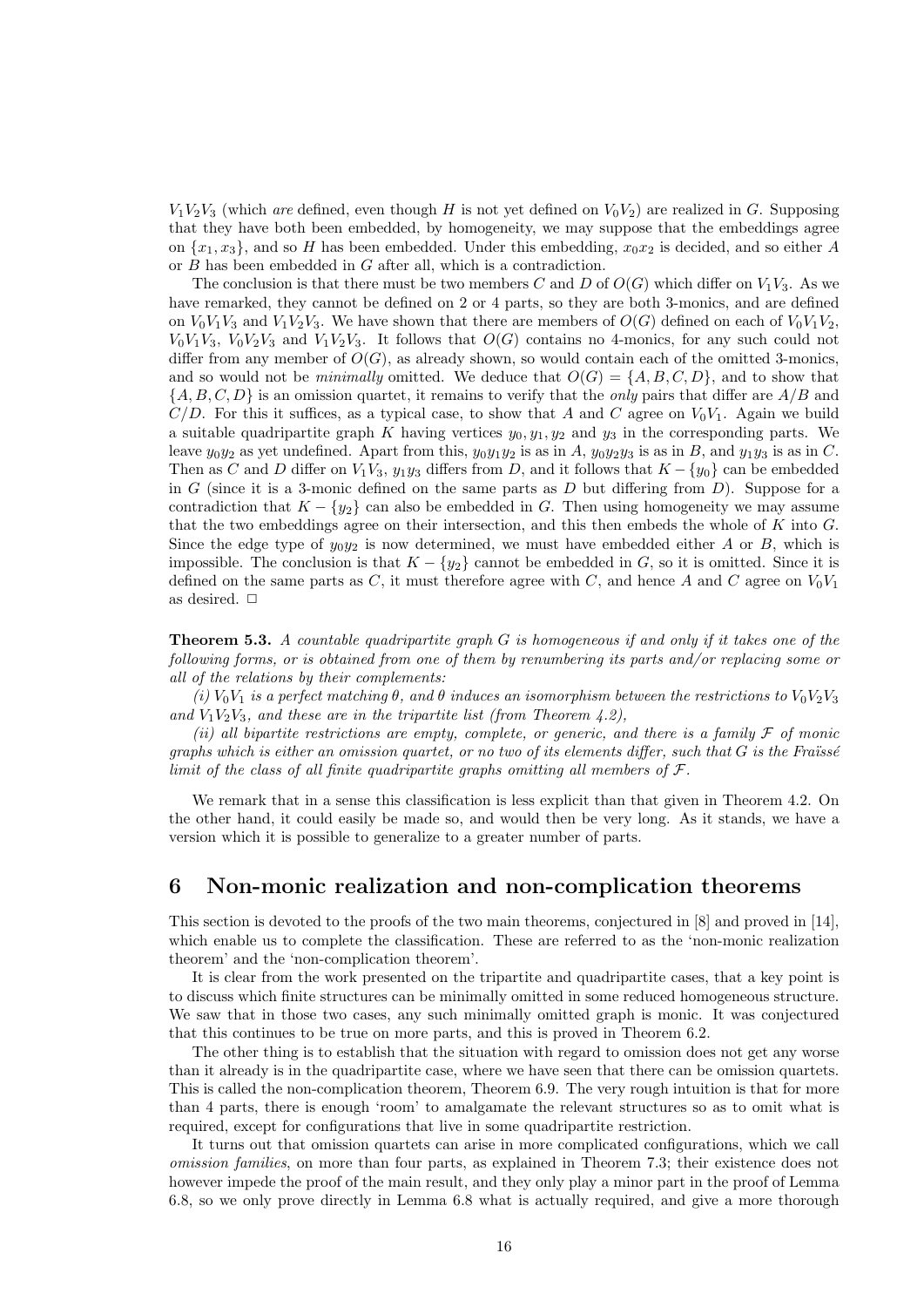$V_1V_2V_3$ (which *are* defined, even though $H$ is not yet defined on $V_0V_2$) are realized in $G$. Supposing that they have both been embedded, by homogeneity, we may suppose that the embeddings agree on $\{x_1, x_3\}$, and so $H$ has been embedded. Under this embedding, $x_0x_2$ is decided, and so either $A$ or $B$ has been embedded in $G$ after all, which is a contradiction.

The conclusion is that there must be two members $C$ and $D$ of $O(G)$ which differ on $V_1V_3$. As we have remarked, they cannot be defined on 2 or 4 parts, so they are both 3-monics, and are defined on $V_0V_1V_3$ and $V_1V_2V_3$. We have shown that there are members of $O(G)$ defined on each of $V_0V_1V_2$, $V_0V_1V_3$, $V_0V_2V_3$ and $V_1V_2V_3$. It follows that $O(G)$ contains no 4-monics, for any such could not differ from any member of $O(G)$, as already shown, so would contain each of the omitted 3-monics, and so would not be *minimally* omitted. We deduce that $O(G) = \{A, B, C, D\}$, and to show that $\{A, B, C, D\}$ is an omission quartet, it remains to verify that the *only* pairs that differ are $A/B$ and $C/D$. For this it suffices, as a typical case, to show that $A$ and $C$ agree on $V_0V_1$. Again we build a suitable quadripartite graph $K$ having vertices $y_0, y_1, y_2$ and $y_3$ in the corresponding parts. We leave $y_0y_2$ as yet undefined. Apart from this, $y_0y_1y_2$ is as in $A$, $y_0y_2y_3$ is as in $B$, and $y_1y_3$ is as in $C$. Then as $C$ and $D$ differ on $V_1V_3$, $y_1y_3$ differs from $D$, and it follows that $K - \{y_0\}$ can be embedded in $G$ (since it is a 3-monic defined on the same parts as $D$ but differing from $D$). Suppose for a contradiction that $K - \{y_2\}$ can also be embedded in $G$. Then using homogeneity we may assume that the two embeddings agree on their intersection, and this then embeds the whole of $K$ into $G$. Since the edge type of $y_0y_2$ is now determined, we must have embedded either $A$ or $B$, which is impossible. The conclusion is that $K - \{y_2\}$ cannot be embedded in $G$, so it is omitted. Since it is defined on the same parts as $C$, it must therefore agree with $C$, and hence $A$ and $C$ agree on $V_0V_1$ as desired. $\Box$

**Theorem 5.3.** *A countable quadripartite graph $G$ is homogeneous if and only if it takes one of the following forms, or is obtained from one of them by renumbering its parts and/or replacing some or all of the relations by their complements:*

*(i) $V_0V_1$ is a perfect matching $\theta$, and $\theta$ induces an isomorphism between the restrictions to $V_0V_2V_3$ and $V_1V_2V_3$, and these are in the tripartite list (from Theorem 4.2),*

*(ii) all bipartite restrictions are empty, complete, or generic, and there is a family $\mathcal{F}$ of monic graphs which is either an omission quartet, or no two of its elements differ, such that $G$ is the Fraïssé limit of the class of all finite quadripartite graphs omitting all members of $\mathcal{F}$.*

We remark that in a sense this classification is less explicit than that given in Theorem 4.2. On the other hand, it could easily be made so, and would then be very long. As it stands, we have a version which it is possible to generalize to a greater number of parts.

## 6 Non-monic realization and non-complication theorems

This section is devoted to the proofs of the two main theorems, conjectured in [8] and proved in [14], which enable us to complete the classification. These are referred to as the 'non-monic realization theorem' and the 'non-complication theorem'.

It is clear from the work presented on the tripartite and quadripartite cases, that a key point is to discuss which finite structures can be minimally omitted in some reduced homogeneous structure. We saw that in those two cases, any such minimally omitted graph is monic. It was conjectured that this continues to be true on more parts, and this is proved in Theorem 6.2.

The other thing is to establish that the situation with regard to omission does not get any worse than it already is in the quadripartite case, where we have seen that there can be omission quartets. This is called the non-complication theorem, Theorem 6.9. The very rough intuition is that for more than 4 parts, there is enough 'room' to amalgamate the relevant structures so as to omit what is required, except for configurations that live in some quadripartite restriction.

It turns out that omission quartets can arise in more complicated configurations, which we call *omission families*, on more than four parts, as explained in Theorem 7.3; their existence does not however impede the proof of the main result, and they only play a minor part in the proof of Lemma 6.8, so we only prove directly in Lemma 6.8 what is actually required, and give a more thorough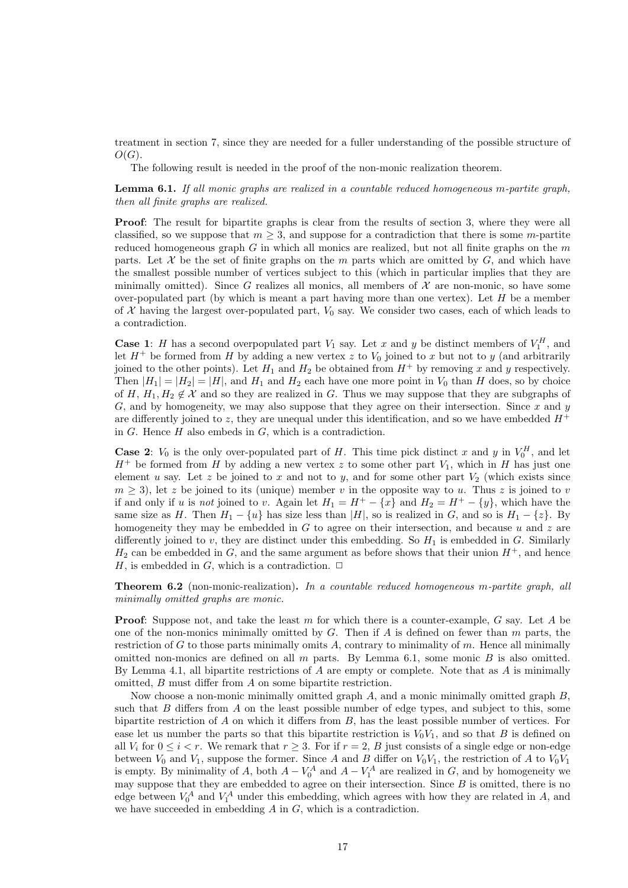treatment in section 7, since they are needed for a fuller understanding of the possible structure of $O(G)$.

The following result is needed in the proof of the non-monic realization theorem.

**Lemma 6.1.** *If all monic graphs are realized in a countable reduced homogeneous $m$-partite graph, then all finite graphs are realized.*

**Proof**: The result for bipartite graphs is clear from the results of section 3, where they were all classified, so we suppose that $m \geq 3$, and suppose for a contradiction that there is some $m$-partite reduced homogeneous graph $G$ in which all monics are realized, but not all finite graphs on the $m$ parts. Let $\mathcal{X}$ be the set of finite graphs on the $m$ parts which are omitted by $G$, and which have the smallest possible number of vertices subject to this (which in particular implies that they are minimally omitted). Since $G$ realizes all monics, all members of $\mathcal{X}$ are non-monic, so have some over-populated part (by which is meant a part having more than one vertex). Let $H$ be a member of $\mathcal{X}$ having the largest over-populated part, $V_0$ say. We consider two cases, each of which leads to a contradiction.

**Case 1**: $H$ has a second overpopulated part $V_1$ say. Let $x$ and $y$ be distinct members of $V_1^H$, and let $H^+$ be formed from $H$ by adding a new vertex $z$ to $V_0$ joined to $x$ but not to $y$ (and arbitrarily joined to the other points). Let $H_1$ and $H_2$ be obtained from $H^+$ by removing $x$ and $y$ respectively. Then $|H_1| = |H_2| = |H|$, and $H_1$ and $H_2$ each have one more point in $V_0$ than $H$ does, so by choice of $H$, $H_1, H_2 \notin \mathcal{X}$ and so they are realized in $G$. Thus we may suppose that they are subgraphs of $G$, and by homogeneity, we may also suppose that they agree on their intersection. Since $x$ and $y$ are differently joined to $z$, they are unequal under this identification, and so we have embedded $H^+$ in $G$. Hence $H$ also embeds in $G$, which is a contradiction.

**Case 2**: $V_0$ is the only over-populated part of $H$. This time pick distinct $x$ and $y$ in $V_0^H$, and let $H^+$ be formed from $H$ by adding a new vertex $z$ to some other part $V_1$, which in $H$ has just one element $u$ say. Let $z$ be joined to $x$ and not to $y$, and for some other part $V_2$ (which exists since $m \geq 3$), let $z$ be joined to its (unique) member $v$ in the opposite way to $u$. Thus $z$ is joined to $v$ if and only if $u$ is *not* joined to $v$. Again let $H_1 = H^+ - \{x\}$ and $H_2 = H^+ - \{y\}$, which have the same size as $H$. Then $H_1 - \{u\}$ has size less than $|H|$, so is realized in $G$, and so is $H_1 - \{z\}$. By homogeneity they may be embedded in $G$ to agree on their intersection, and because $u$ and $z$ are differently joined to $v$, they are distinct under this embedding. So $H_1$ is embedded in $G$. Similarly $H_2$ can be embedded in $G$, and the same argument as before shows that their union $H^+$, and hence $H$, is embedded in $G$, which is a contradiction. $\Box$

**Theorem 6.2** (non-monic-realization)**.** *In a countable reduced homogeneous $m$-partite graph, all minimally omitted graphs are monic.*

**Proof**: Suppose not, and take the least $m$ for which there is a counter-example, $G$ say. Let $A$ be one of the non-monics minimally omitted by $G$. Then if $A$ is defined on fewer than $m$ parts, the restriction of $G$ to those parts minimally omits $A$, contrary to minimality of $m$. Hence all minimally omitted non-monics are defined on all $m$ parts. By Lemma 6.1, some monic $B$ is also omitted. By Lemma 4.1, all bipartite restrictions of $A$ are empty or complete. Note that as $A$ is minimally omitted, $B$ must differ from $A$ on some bipartite restriction.

Now choose a non-monic minimally omitted graph $A$, and a monic minimally omitted graph $B$, such that $B$ differs from $A$ on the least possible number of edge types, and subject to this, some bipartite restriction of $A$ on which it differs from $B$, has the least possible number of vertices. For ease let us number the parts so that this bipartite restriction is $V_0V_1$, and so that $B$ is defined on all $V_i$ for $0 \leq i < r$. We remark that $r \geq 3$. For if $r = 2$, $B$ just consists of a single edge or non-edge between $V_0$ and $V_1$, suppose the former. Since $A$ and $B$ differ on $V_0V_1$, the restriction of $A$ to $V_0V_1$ is empty. By minimality of $A$, both $A - V_0^A$ and $A - V_1^A$ are realized in $G$, and by homogeneity we may suppose that they are embedded to agree on their intersection. Since $B$ is omitted, there is no edge between $V_0^A$ and $V_1^A$ under this embedding, which agrees with how they are related in $A$, and we have succeeded in embedding $A$ in $G$, which is a contradiction.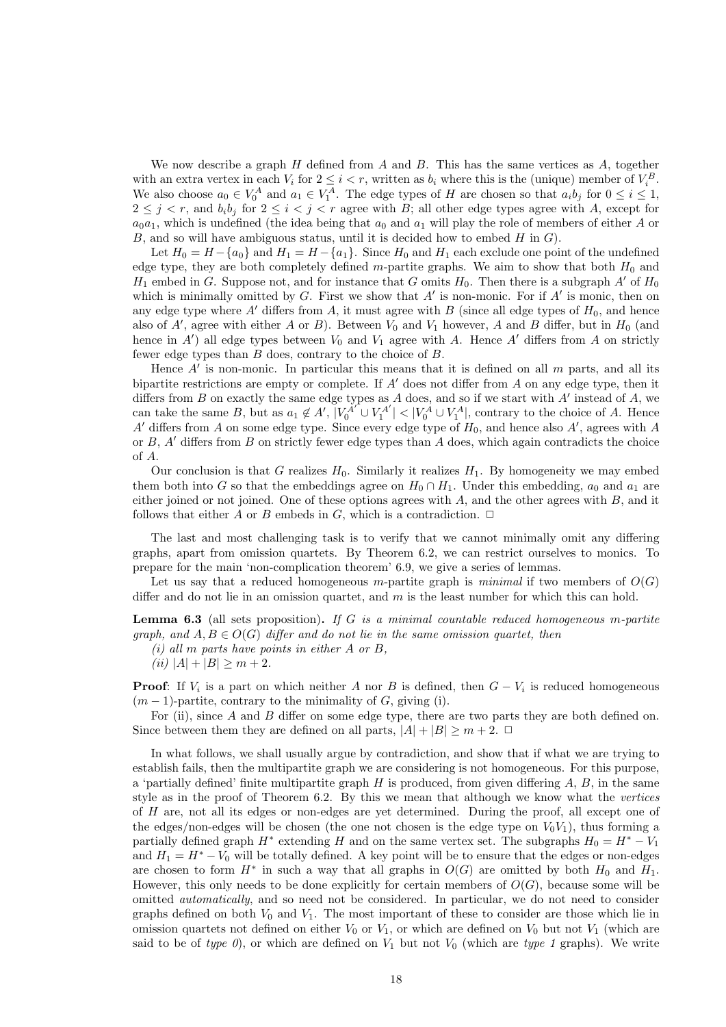We now describe a graph $H$ defined from $A$ and $B$. This has the same vertices as $A$, together with an extra vertex in each $V_i$ for $2 \leq i < r$, written as $b_i$ where this is the (unique) member of $V_i^B$. We also choose $a_0 \in V_0^A$ and $a_1 \in V_1^A$. The edge types of $H$ are chosen so that $a_i b_j$ for $0 \leq i \leq 1$, $2 \leq j < r$, and $b_i b_j$ for $2 \leq i < j < r$ agree with $B$; all other edge types agree with $A$, except for $a_0 a_1$, which is undefined (the idea being that $a_0$ and $a_1$ will play the role of members of either $A$ or $B$, and so will have ambiguous status, until it is decided how to embed $H$ in $G$).

Let $H_0 = H - \{a_0\}$ and $H_1 = H - \{a_1\}$. Since $H_0$ and $H_1$ each exclude one point of the undefined edge type, they are both completely defined $m$-partite graphs. We aim to show that both $H_0$ and $H_1$ embed in $G$. Suppose not, and for instance that $G$ omits $H_0$. Then there is a subgraph $A'$ of $H_0$ which is minimally omitted by $G$. First we show that $A'$ is non-monic. For if $A'$ is monic, then on any edge type where $A'$ differs from $A$, it must agree with $B$ (since all edge types of $H_0$, and hence also of $A'$, agree with either $A$ or $B$). Between $V_0$ and $V_1$ however, $A$ and $B$ differ, but in $H_0$ (and hence in $A'$) all edge types between $V_0$ and $V_1$ agree with $A$. Hence $A'$ differs from $A$ on strictly fewer edge types than $B$ does, contrary to the choice of $B$.

Hence $A'$ is non-monic. In particular this means that it is defined on all $m$ parts, and all its bipartite restrictions are empty or complete. If $A'$ does not differ from $A$ on any edge type, then it differs from $B$ on exactly the same edge types as $A$ does, and so if we start with $A'$ instead of $A$, we can take the same $B$, but as $a_1 \notin A'$, $|V_0^{A'} \cup V_1^{A'}| < |V_0^A \cup V_1^A|$, contrary to the choice of $A$. Hence $A'$ differs from $A$ on some edge type. Since every edge type of $H_0$, and hence also $A'$, agrees with $A$ or $B$, $A'$ differs from $B$ on strictly fewer edge types than $A$ does, which again contradicts the choice of $A$.

Our conclusion is that $G$ realizes $H_0$. Similarly it realizes $H_1$. By homogeneity we may embed them both into $G$ so that the embeddings agree on $H_0 \cap H_1$. Under this embedding, $a_0$ and $a_1$ are either joined or not joined. One of these options agrees with $A$, and the other agrees with $B$, and it follows that either $A$ or $B$ embeds in $G$, which is a contradiction. $\square$

The last and most challenging task is to verify that we cannot minimally omit any differing graphs, apart from omission quartets. By Theorem 6.2, we can restrict ourselves to monics. To prepare for the main 'non-complication theorem' 6.9, we give a series of lemmas.

Let us say that a reduced homogeneous $m$-partite graph is *minimal* if two members of $O(G)$ differ and do not lie in an omission quartet, and $m$ is the least number for which this can hold.

**Lemma 6.3** (all sets proposition)**.** *If $G$ is a minimal countable reduced homogeneous $m$-partite graph, and $A, B \in O(G)$ differ and do not lie in the same omission quartet, then*

*(i) all $m$ parts have points in either $A$ or $B$,*

*(ii) $|A| + |B| \geq m + 2$.*

**Proof**: If $V_i$ is a part on which neither $A$ nor $B$ is defined, then $G - V_i$ is reduced homogeneous $(m-1)$-partite, contrary to the minimality of $G$, giving (i).

For (ii), since $A$ and $B$ differ on some edge type, there are two parts they are both defined on. Since between them they are defined on all parts, $|A| + |B| \geq m + 2$. $\square$

In what follows, we shall usually argue by contradiction, and show that if what we are trying to establish fails, then the multipartite graph we are considering is not homogeneous. For this purpose, a 'partially defined' finite multipartite graph $H$ is produced, from given differing $A$, $B$, in the same style as in the proof of Theorem 6.2. By this we mean that although we know what the *vertices* of $H$ are, not all its edges or non-edges are yet determined. During the proof, all except one of the edges/non-edges will be chosen (the one not chosen is the edge type on $V_0V_1$), thus forming a partially defined graph $H^*$ extending $H$ and on the same vertex set. The subgraphs $H_0 = H^* - V_1$ and $H_1 = H^* - V_0$ will be totally defined. A key point will be to ensure that the edges or non-edges are chosen to form $H^*$ in such a way that all graphs in $O(G)$ are omitted by both $H_0$ and $H_1$. However, this only needs to be done explicitly for certain members of $O(G)$, because some will be omitted *automatically*, and so need not be considered. In particular, we do not need to consider graphs defined on both $V_0$ and $V_1$. The most important of these to consider are those which lie in omission quartets not defined on either $V_0$ or $V_1$, or which are defined on $V_0$ but not $V_1$ (which are said to be of *type 0*), or which are defined on $V_1$ but not $V_0$ (which are *type 1* graphs). We write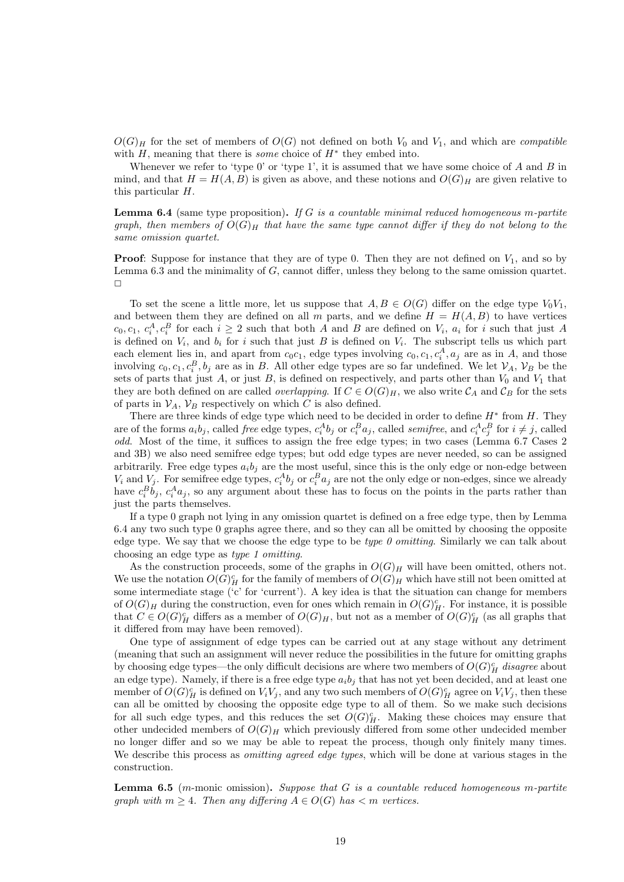$O(G)_H$ for the set of members of $O(G)$ not defined on both $V_0$ and $V_1$, and which are *compatible* with $H$, meaning that there is *some* choice of $H^*$ they embed into.

Whenever we refer to 'type 0' or 'type 1', it is assumed that we have some choice of $A$ and $B$ in mind, and that $H = H(A, B)$ is given as above, and these notions and $O(G)_H$ are given relative to this particular $H$.

**Lemma 6.4** (same type proposition). *If $G$ is a countable minimal reduced homogeneous $m$-partite graph, then members of $O(G)_H$ that have the same type cannot differ if they do not belong to the same omission quartet.*

**Proof**: Suppose for instance that they are of type 0. Then they are not defined on $V_1$, and so by Lemma 6.3 and the minimality of $G$, cannot differ, unless they belong to the same omission quartet. $\Box$

To set the scene a little more, let us suppose that $A, B \in O(G)$ differ on the edge type $V_0V_1$, and between them they are defined on all $m$ parts, and we define $H = H(A, B)$ to have vertices $c_0, c_1, c_i^A, c_i^B$ for each $i \geq 2$ such that both $A$ and $B$ are defined on $V_i$, $a_i$ for $i$ such that just $A$ is defined on $V_i$, and $b_i$ for $i$ such that just $B$ is defined on $V_i$. The subscript tells us which part each element lies in, and apart from $c_0c_1$, edge types involving $c_0, c_1, c_i^A, a_j$ are as in $A$, and those involving $c_0, c_1, c_i^B, b_j$ are as in $B$. All other edge types are so far undefined. We let $\mathcal{V}_A$, $\mathcal{V}_B$ be the sets of parts that just $A$, or just $B$, is defined on respectively, and parts other than $V_0$ and $V_1$ that they are both defined on are called *overlapping*. If $C \in O(G)_H$, we also write $\mathcal{C}_A$ and $\mathcal{C}_B$ for the sets of parts in $\mathcal{V}_A$, $\mathcal{V}_B$ respectively on which $C$ is also defined.

There are three kinds of edge type which need to be decided in order to define $H^*$ from $H$. They are of the forms $a_ib_j$, called *free* edge types, $c_i^Ab_j$ or $c_i^Ba_j$, called *semifree*, and $c_i^Ac_j^B$ for $i \neq j$, called *odd*. Most of the time, it suffices to assign the free edge types; in two cases (Lemma 6.7 Cases 2 and 3B) we also need semifree edge types; but odd edge types are never needed, so can be assigned arbitrarily. Free edge types $a_ib_j$ are the most useful, since this is the only edge or non-edge between $V_i$ and $V_j$. For semifree edge types, $c_i^Ab_j$ or $c_i^Ba_j$ are not the only edge or non-edges, since we already have $c_i^Bb_j$, $c_i^Aa_j$, so any argument about these has to focus on the points in the parts rather than just the parts themselves.

If a type 0 graph not lying in any omission quartet is defined on a free edge type, then by Lemma 6.4 any two such type 0 graphs agree there, and so they can all be omitted by choosing the opposite edge type. We say that we choose the edge type to be *type 0 omitting*. Similarly we can talk about choosing an edge type as *type 1 omitting*.

As the construction proceeds, some of the graphs in $O(G)_H$ will have been omitted, others not. We use the notation $O(G)_H^c$ for the family of members of $O(G)_H$ which have still not been omitted at some intermediate stage ('c' for 'current'). A key idea is that the situation can change for members of $O(G)_H$ during the construction, even for ones which remain in $O(G)_H^c$. For instance, it is possible that $C \in O(G)_H^c$ differs as a member of $O(G)_H$, but not as a member of $O(G)_H^c$ (as all graphs that it differed from may have been removed).

One type of assignment of edge types can be carried out at any stage without any detriment (meaning that such an assignment will never reduce the possibilities in the future for omitting graphs by choosing edge types—the only difficult decisions are where two members of $O(G)_H^c$ *disagree* about an edge type). Namely, if there is a free edge type $a_ib_j$ that has not yet been decided, and at least one member of $O(G)_H^c$ is defined on $V_iV_j$, and any two such members of $O(G)_H^c$ agree on $V_iV_j$, then these can all be omitted by choosing the opposite edge type to all of them. So we make such decisions for all such edge types, and this reduces the set $O(G)_H^c$. Making these choices may ensure that other undecided members of $O(G)_H$ which previously differed from some other undecided member no longer differ and so we may be able to repeat the process, though only finitely many times. We describe this process as *omitting agreed edge types*, which will be done at various stages in the construction.

**Lemma 6.5** ($m$-monic omission). *Suppose that $G$ is a countable reduced homogeneous $m$-partite graph with $m \geq 4$. Then any differing $A \in O(G)$ has $< m$ vertices.*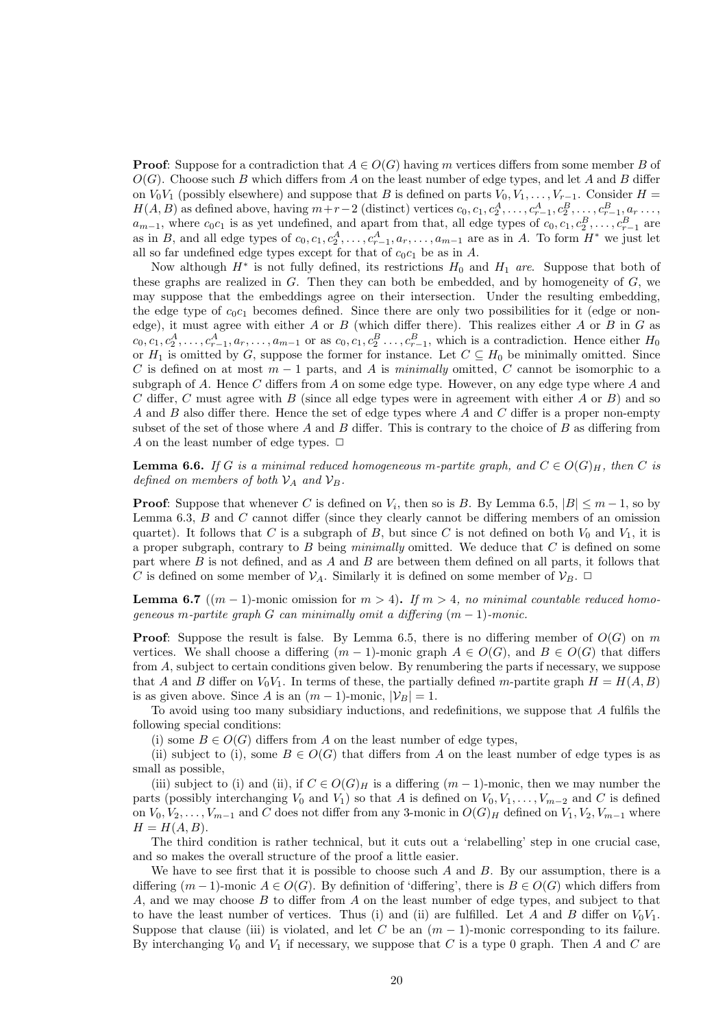**Proof**: Suppose for a contradiction that $A \in O(G)$ having $m$ vertices differs from some member $B$ of $O(G)$. Choose such $B$ which differs from $A$ on the least number of edge types, and let $A$ and $B$ differ on $V_0V_1$ (possibly elsewhere) and suppose that $B$ is defined on parts $V_0, V_1, \ldots, V_{r-1}$. Consider $H = H(A, B)$ as defined above, having $m+r-2$ (distinct) vertices $c_0, c_1, c_2^A, \ldots, c_{r-1}^A, c_2^B, \ldots, c_{r-1}^B, a_r \ldots, a_{m-1}$, where $c_0c_1$ is as yet undefined, and apart from that, all edge types of $c_0, c_1, c_2^B, \ldots, c_{r-1}^B$ are as in $B$, and all edge types of $c_0, c_1, c_2^A, \ldots, c_{r-1}^A, a_r, \ldots, a_{m-1}$ are as in $A$. To form $H^*$ we just let all so far undefined edge types except for that of $c_0c_1$ be as in $A$.

Now although $H^*$ is not fully defined, its restrictions $H_0$ and $H_1$ *are*. Suppose that both of these graphs are realized in $G$. Then they can both be embedded, and by homogeneity of $G$, we may suppose that the embeddings agree on their intersection. Under the resulting embedding, the edge type of $c_0c_1$ becomes defined. Since there are only two possibilities for it (edge or non-edge), it must agree with either $A$ or $B$ (which differ there). This realizes either $A$ or $B$ in $G$ as $c_0, c_1, c_2^A, \ldots, c_{r-1}^A, a_r, \ldots, a_{m-1}$ or as $c_0, c_1, c_2^B \ldots, c_{r-1}^B$, which is a contradiction. Hence either $H_0$ or $H_1$ is omitted by $G$, suppose the former for instance. Let $C \subseteq H_0$ be minimally omitted. Since $C$ is defined on at most $m-1$ parts, and $A$ is *minimally* omitted, $C$ cannot be isomorphic to a subgraph of $A$. Hence $C$ differs from $A$ on some edge type. However, on any edge type where $A$ and $C$ differ, $C$ must agree with $B$ (since all edge types were in agreement with either $A$ or $B$) and so $A$ and $B$ also differ there. Hence the set of edge types where $A$ and $C$ differ is a proper non-empty subset of the set of those where $A$ and $B$ differ. This is contrary to the choice of $B$ as differing from $A$ on the least number of edge types. $\Box$

**Lemma 6.6.** *If $G$ is a minimal reduced homogeneous $m$-partite graph, and $C \in O(G)_H$, then $C$ is defined on members of both $\mathcal{V}_A$ and $\mathcal{V}_B$.*

**Proof**: Suppose that whenever $C$ is defined on $V_i$, then so is $B$. By Lemma 6.5, $|B| \le m-1$, so by Lemma 6.3, $B$ and $C$ cannot differ (since they clearly cannot be differing members of an omission quartet). It follows that $C$ is a subgraph of $B$, but since $C$ is not defined on both $V_0$ and $V_1$, it is a proper subgraph, contrary to $B$ being *minimally* omitted. We deduce that $C$ is defined on some part where $B$ is not defined, and as $A$ and $B$ are between them defined on all parts, it follows that $C$ is defined on some member of $\mathcal{V}_A$. Similarly it is defined on some member of $\mathcal{V}_B$. $\Box$

**Lemma 6.7** (($m-1$)-monic omission for $m > 4$)**.** *If $m > 4$, no minimal countable reduced homogeneous $m$-partite graph $G$ can minimally omit a differing $(m-1)$-monic.*

**Proof**: Suppose the result is false. By Lemma 6.5, there is no differing member of $O(G)$ on $m$ vertices. We shall choose a differing $(m-1)$-monic graph $A \in O(G)$, and $B \in O(G)$ that differs from $A$, subject to certain conditions given below. By renumbering the parts if necessary, we suppose that $A$ and $B$ differ on $V_0V_1$. In terms of these, the partially defined $m$-partite graph $H = H(A, B)$ is as given above. Since $A$ is an $(m-1)$-monic, $|\mathcal{V}_B| = 1$.

To avoid using too many subsidiary inductions, and redefinitions, we suppose that $A$ fulfils the following special conditions:

(i) some $B \in O(G)$ differs from $A$ on the least number of edge types,

(ii) subject to (i), some $B \in O(G)$ that differs from $A$ on the least number of edge types is as small as possible,

(iii) subject to (i) and (ii), if $C \in O(G)_H$ is a differing $(m-1)$-monic, then we may number the parts (possibly interchanging $V_0$ and $V_1$) so that $A$ is defined on $V_0, V_1, \ldots, V_{m-2}$ and $C$ is defined on $V_0, V_2, \ldots, V_{m-1}$ and $C$ does not differ from any 3-monic in $O(G)_H$ defined on $V_1, V_2, V_{m-1}$ where $H = H(A, B)$.

The third condition is rather technical, but it cuts out a 'relabelling' step in one crucial case, and so makes the overall structure of the proof a little easier.

We have to see first that it is possible to choose such $A$ and $B$. By our assumption, there is a differing $(m-1)$-monic $A \in O(G)$. By definition of 'differing', there is $B \in O(G)$ which differs from $A$, and we may choose $B$ to differ from $A$ on the least number of edge types, and subject to that to have the least number of vertices. Thus (i) and (ii) are fulfilled. Let $A$ and $B$ differ on $V_0V_1$. Suppose that clause (iii) is violated, and let $C$ be an $(m-1)$-monic corresponding to its failure. By interchanging $V_0$ and $V_1$ if necessary, we suppose that $C$ is a type 0 graph. Then $A$ and $C$ are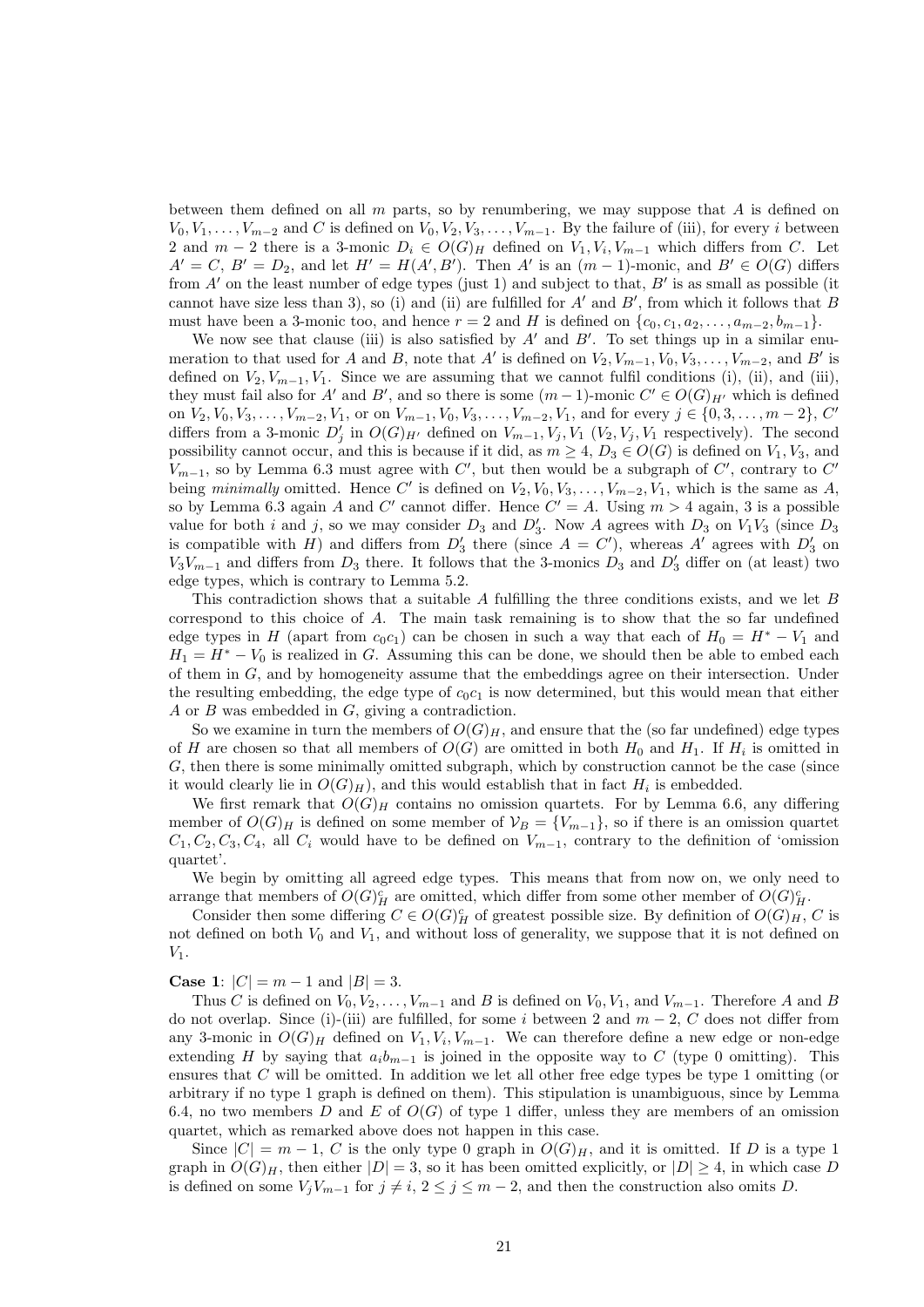between them defined on all $m$ parts, so by renumbering, we may suppose that $A$ is defined on $V_0, V_1, \ldots, V_{m-2}$ and $C$ is defined on $V_0, V_2, V_3, \ldots, V_{m-1}$. By the failure of (iii), for every $i$ between 2 and $m-2$ there is a 3-monic $D_i \in O(G)_H$ defined on $V_1, V_i, V_{m-1}$ which differs from $C$. Let $A' = C$, $B' = D_2$, and let $H' = H(A', B')$. Then $A'$ is an $(m-1)$-monic, and $B' \in O(G)$ differs from $A'$ on the least number of edge types (just 1) and subject to that, $B'$ is as small as possible (it cannot have size less than 3), so (i) and (ii) are fulfilled for $A'$ and $B'$, from which it follows that $B$ must have been a 3-monic too, and hence $r = 2$ and $H$ is defined on $\{c_0, c_1, a_2, \ldots, a_{m-2}, b_{m-1}\}$.

We now see that clause (iii) is also satisfied by $A'$ and $B'$. To set things up in a similar enumeration to that used for $A$ and $B$, note that $A'$ is defined on $V_2, V_{m-1}, V_0, V_3, \ldots, V_{m-2}$, and $B'$ is defined on $V_2, V_{m-1}, V_1$. Since we are assuming that we cannot fulfil conditions (i), (ii), and (iii), they must fail also for $A'$ and $B'$, and so there is some $(m-1)$-monic $C' \in O(G)_{H'}$ which is defined on $V_2, V_0, V_3, \ldots, V_{m-2}, V_1$, or on $V_{m-1}, V_0, V_3, \ldots, V_{m-2}, V_1$, and for every $j \in \{0, 3, \ldots, m-2\}$, $C'$ differs from a 3-monic $D'_j$ in $O(G)_{H'}$ defined on $V_{m-1}, V_j, V_1$ ($V_2, V_j, V_1$ respectively). The second possibility cannot occur, and this is because if it did, as $m \geq 4$, $D_3 \in O(G)$ is defined on $V_1, V_3$, and $V_{m-1}$, so by Lemma 6.3 must agree with $C'$, but then would be a subgraph of $C'$, contrary to $C'$ being *minimally* omitted. Hence $C'$ is defined on $V_2, V_0, V_3, \ldots, V_{m-2}, V_1$, which is the same as $A$, so by Lemma 6.3 again $A$ and $C'$ cannot differ. Hence $C' = A$. Using $m > 4$ again, 3 is a possible value for both $i$ and $j$, so we may consider $D_3$ and $D'_3$. Now $A$ agrees with $D_3$ on $V_1V_3$ (since $D_3$ is compatible with $H$) and differs from $D'_3$ there (since $A = C'$), whereas $A'$ agrees with $D'_3$ on $V_3V_{m-1}$ and differs from $D_3$ there. It follows that the 3-monics $D_3$ and $D'_3$ differ on (at least) two edge types, which is contrary to Lemma 5.2.

This contradiction shows that a suitable $A$ fulfilling the three conditions exists, and we let $B$ correspond to this choice of $A$. The main task remaining is to show that the so far undefined edge types in $H$ (apart from $c_0c_1$) can be chosen in such a way that each of $H_0 = H^* - V_1$ and $H_1 = H^* - V_0$ is realized in $G$. Assuming this can be done, we should then be able to embed each of them in $G$, and by homogeneity assume that the embeddings agree on their intersection. Under the resulting embedding, the edge type of $c_0c_1$ is now determined, but this would mean that either $A$ or $B$ was embedded in $G$, giving a contradiction.

So we examine in turn the members of $O(G)_H$, and ensure that the (so far undefined) edge types of $H$ are chosen so that all members of $O(G)$ are omitted in both $H_0$ and $H_1$. If $H_i$ is omitted in $G$, then there is some minimally omitted subgraph, which by construction cannot be the case (since it would clearly lie in $O(G)_H$), and this would establish that in fact $H_i$ is embedded.

We first remark that $O(G)_H$ contains no omission quartets. For by Lemma 6.6, any differing member of $O(G)_H$ is defined on some member of $\mathcal{V}_B = \{V_{m-1}\}$, so if there is an omission quartet $C_1, C_2, C_3, C_4$, all $C_i$ would have to be defined on $V_{m-1}$, contrary to the definition of 'omission quartet'.

We begin by omitting all agreed edge types. This means that from now on, we only need to arrange that members of $O(G)^c_H$ are omitted, which differ from some other member of $O(G)^c_H$.

Consider then some differing $C \in O(G)^c_H$ of greatest possible size. By definition of $O(G)_H$, $C$ is not defined on both $V_0$ and $V_1$, and without loss of generality, we suppose that it is not defined on $V_1$.

**Case 1**: $|C| = m-1$ and $|B| = 3$.

Thus $C$ is defined on $V_0, V_2, \ldots, V_{m-1}$ and $B$ is defined on $V_0, V_1$, and $V_{m-1}$. Therefore $A$ and $B$ do not overlap. Since (i)-(iii) are fulfilled, for some $i$ between 2 and $m-2$, $C$ does not differ from any 3-monic in $O(G)_H$ defined on $V_1, V_i, V_{m-1}$. We can therefore define a new edge or non-edge extending $H$ by saying that $a_ib_{m-1}$ is joined in the opposite way to $C$ (type 0 omitting). This ensures that $C$ will be omitted. In addition we let all other free edge types be type 1 omitting (or arbitrary if no type 1 graph is defined on them). This stipulation is unambiguous, since by Lemma 6.4, no two members $D$ and $E$ of $O(G)$ of type 1 differ, unless they are members of an omission quartet, which as remarked above does not happen in this case.

Since $|C| = m-1$, $C$ is the only type 0 graph in $O(G)_H$, and it is omitted. If $D$ is a type 1 graph in $O(G)_H$, then either $|D| = 3$, so it has been omitted explicitly, or $|D| \geq 4$, in which case $D$ is defined on some $V_jV_{m-1}$ for $j \neq i$, $2 \leq j \leq m-2$, and then the construction also omits $D$.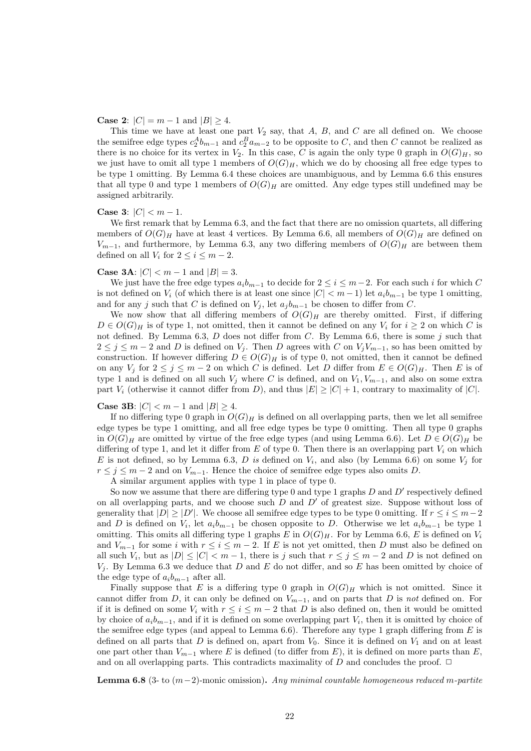**Case 2**: $|C| = m-1$ and $|B| \geq 4$.

This time we have at least one part $V_2$ say, that $A$, $B$, and $C$ are all defined on. We choose the semifree edge types $c_2^A b_{m-1}$ and $c_2^B a_{m-2}$ to be opposite to $C$, and then $C$ cannot be realized as there is no choice for its vertex in $V_2$. In this case, $C$ is again the only type 0 graph in $O(G)_H$, so we just have to omit all type 1 members of $O(G)_H$, which we do by choosing all free edge types to be type 1 omitting. By Lemma 6.4 these choices are unambiguous, and by Lemma 6.6 this ensures that all type 0 and type 1 members of $O(G)_H$ are omitted. Any edge types still undefined may be assigned arbitrarily.

**Case 3**: $|C| < m-1$.

We first remark that by Lemma 6.3, and the fact that there are no omission quartets, all differing members of $O(G)_H$ have at least 4 vertices. By Lemma 6.6, all members of $O(G)_H$ are defined on $V_{m-1}$, and furthermore, by Lemma 6.3, any two differing members of $O(G)_H$ are between them defined on all $V_i$ for $2 \leq i \leq m-2$.

**Case 3A**: $|C| < m-1$ and $|B| = 3$.

We just have the free edge types $a_i b_{m-1}$ to decide for $2 \leq i \leq m-2$. For each such $i$ for which $C$ is not defined on $V_i$ (of which there is at least one since $|C| < m-1$) let $a_i b_{m-1}$ be type 1 omitting, and for any $j$ such that $C$ is defined on $V_j$, let $a_j b_{m-1}$ be chosen to differ from $C$.

We now show that all differing members of $O(G)_H$ are thereby omitted. First, if differing $D \in O(G)_H$ is of type 1, not omitted, then it cannot be defined on any $V_i$ for $i \geq 2$ on which $C$ is not defined. By Lemma 6.3, $D$ does not differ from $C$. By Lemma 6.6, there is some $j$ such that $2 \leq j \leq m-2$ and $D$ is defined on $V_j$. Then $D$ agrees with $C$ on $V_j V_{m-1}$, so has been omitted by construction. If however differing $D \in O(G)_H$ is of type 0, not omitted, then it cannot be defined on any $V_j$ for $2 \leq j \leq m-2$ on which $C$ is defined. Let $D$ differ from $E \in O(G)_H$. Then $E$ is of type 1 and is defined on all such $V_j$ where $C$ is defined, and on $V_1, V_{m-1}$, and also on some extra part $V_i$ (otherwise it cannot differ from $D$), and thus $|E| \geq |C| + 1$, contrary to maximality of $|C|$.

**Case 3B**: $|C| < m-1$ and $|B| \geq 4$.

If no differing type 0 graph in $O(G)_H$ is defined on all overlapping parts, then we let all semifree edge types be type 1 omitting, and all free edge types be type 0 omitting. Then all type 0 graphs in $O(G)_H$ are omitted by virtue of the free edge types (and using Lemma 6.6). Let $D \in O(G)_H$ be differing of type 1, and let it differ from $E$ of type 0. Then there is an overlapping part $V_i$ on which $E$ is not defined, so by Lemma 6.3, $D$ *is* defined on $V_i$, and also (by Lemma 6.6) on some $V_j$ for $r \leq j \leq m-2$ and on $V_{m-1}$. Hence the choice of semifree edge types also omits $D$.

A similar argument applies with type 1 in place of type 0.

So now we assume that there are differing type 0 and type 1 graphs $D$ and $D'$ respectively defined on all overlapping parts, and we choose such $D$ and $D'$ of greatest size. Suppose without loss of generality that $|D| \geq |D'|$. We choose all semifree edge types to be type 0 omitting. If $r \leq i \leq m-2$ and $D$ is defined on $V_i$, let $a_i b_{m-1}$ be chosen opposite to $D$. Otherwise we let $a_i b_{m-1}$ be type 1 omitting. This omits all differing type 1 graphs $E$ in $O(G)_H$. For by Lemma 6.6, $E$ is defined on $V_i$ and $V_{m-1}$ for some $i$ with $r \leq i \leq m-2$. If $E$ is not yet omitted, then $D$ must also be defined on all such $V_i$, but as $|D| \leq |C| < m-1$, there is $j$ such that $r \leq j \leq m-2$ and $D$ is not defined on $V_j$. By Lemma 6.3 we deduce that $D$ and $E$ do not differ, and so $E$ has been omitted by choice of the edge type of $a_i b_{m-1}$ after all.

Finally suppose that $E$ is a differing type 0 graph in $O(G)_H$ which is not omitted. Since it cannot differ from $D$, it can only be defined on $V_{m-1}$, and on parts that $D$ is *not* defined on. For if it is defined on some $V_i$ with $r \leq i \leq m-2$ that $D$ is also defined on, then it would be omitted by choice of $a_i b_{m-1}$, and if it is defined on some overlapping part $V_i$, then it is omitted by choice of the semifree edge types (and appeal to Lemma 6.6). Therefore any type 1 graph differing from $E$ is defined on all parts that $D$ is defined on, apart from $V_0$. Since it is defined on $V_1$ and on at least one part other than $V_{m-1}$ where $E$ is defined (to differ from $E$), it is defined on more parts than $E$, and on all overlapping parts. This contradicts maximality of $D$ and concludes the proof. $\square$

**Lemma 6.8** (3- to $(m-2)$-monic omission)**.** *Any minimal countable homogeneous reduced m-partite*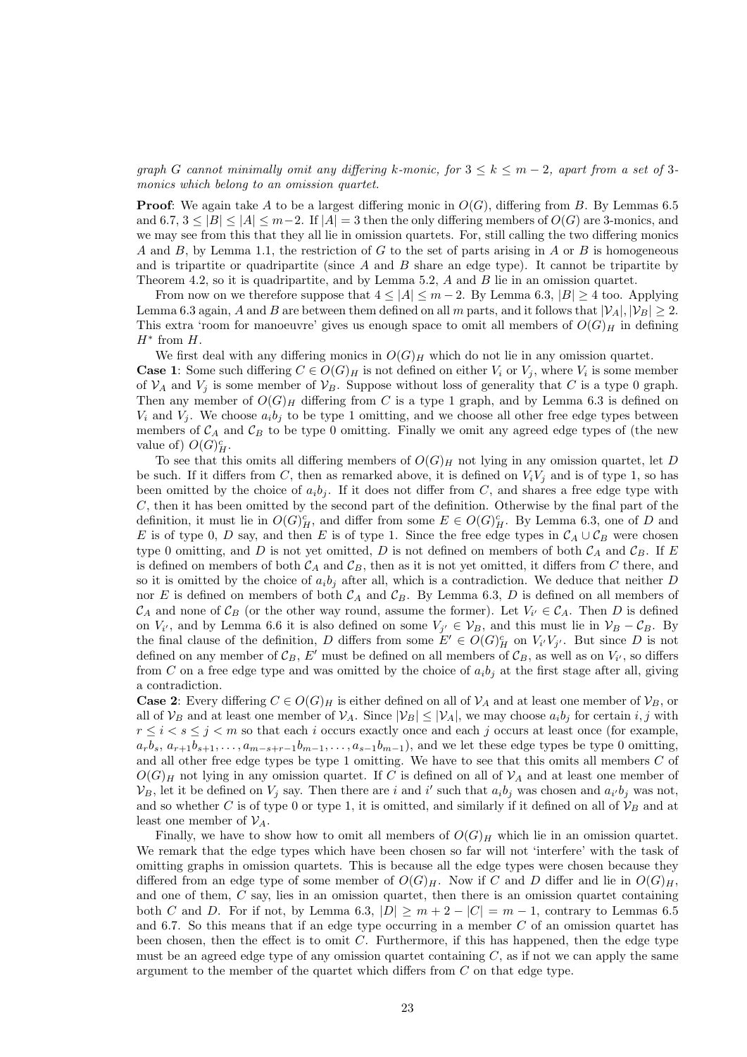*graph $G$ cannot minimally omit any differing $k$-monic, for $3 \le k \le m-2$, apart from a set of 3-monics which belong to an omission quartet.*

**Proof**: We again take $A$ to be a largest differing monic in $O(G)$, differing from $B$. By Lemmas 6.5 and 6.7, $3 \le |B| \le |A| \le m-2$. If $|A| = 3$ then the only differing members of $O(G)$ are 3-monics, and we may see from this that they all lie in omission quartets. For, still calling the two differing monics $A$ and $B$, by Lemma 1.1, the restriction of $G$ to the set of parts arising in $A$ or $B$ is homogeneous and is tripartite or quadripartite (since $A$ and $B$ share an edge type). It cannot be tripartite by Theorem 4.2, so it is quadripartite, and by Lemma 5.2, $A$ and $B$ lie in an omission quartet.

From now on we therefore suppose that $4 \le |A| \le m-2$. By Lemma 6.3, $|B| \ge 4$ too. Applying Lemma 6.3 again, $A$ and $B$ are between them defined on all $m$ parts, and it follows that $|\mathcal{V}_A|, |\mathcal{V}_B| \ge 2$. This extra 'room for manoeuvre' gives us enough space to omit all members of $O(G)_H$ in defining $H^*$ from $H$.

We first deal with any differing monics in $O(G)_H$ which do not lie in any omission quartet.

**Case 1**: Some such differing $C \in O(G)_H$ is not defined on either $V_i$ or $V_j$, where $V_i$ is some member of $\mathcal{V}_A$ and $V_j$ is some member of $\mathcal{V}_B$. Suppose without loss of generality that $C$ is a type 0 graph. Then any member of $O(G)_H$ differing from $C$ is a type 1 graph, and by Lemma 6.3 is defined on $V_i$ and $V_j$. We choose $a_i b_j$ to be type 1 omitting, and we choose all other free edge types between members of $\mathcal{C}_A$ and $\mathcal{C}_B$ to be type 0 omitting. Finally we omit any agreed edge types of (the new value of) $O(G)_H^c$.

To see that this omits all differing members of $O(G)_H$ not lying in any omission quartet, let $D$ be such. If it differs from $C$, then as remarked above, it is defined on $V_i V_j$ and is of type 1, so has been omitted by the choice of $a_i b_j$. If it does not differ from $C$, and shares a free edge type with $C$, then it has been omitted by the second part of the definition. Otherwise by the final part of the definition, it must lie in $O(G)_H^c$, and differ from some $E \in O(G)_H^c$. By Lemma 6.3, one of $D$ and $E$ is of type 0, $D$ say, and then $E$ is of type 1. Since the free edge types in $\mathcal{C}_A \cup \mathcal{C}_B$ were chosen type 0 omitting, and $D$ is not yet omitted, $D$ is not defined on members of both $\mathcal{C}_A$ and $\mathcal{C}_B$. If $E$ is defined on members of both $\mathcal{C}_A$ and $\mathcal{C}_B$, then as it is not yet omitted, it differs from $C$ there, and so it is omitted by the choice of $a_i b_j$ after all, which is a contradiction. We deduce that neither $D$ nor $E$ is defined on members of both $\mathcal{C}_A$ and $\mathcal{C}_B$. By Lemma 6.3, $D$ is defined on all members of $\mathcal{C}_A$ and none of $\mathcal{C}_B$ (or the other way round, assume the former). Let $V_{i'} \in \mathcal{C}_A$. Then $D$ is defined on $V_{i'}$, and by Lemma 6.6 it is also defined on some $V_{j'} \in \mathcal{V}_B$, and this must lie in $\mathcal{V}_B - \mathcal{C}_B$. By the final clause of the definition, $D$ differs from some $E' \in O(G)_H^c$ on $V_{i'} V_{j'}$. But since $D$ is not defined on any member of $\mathcal{C}_B$, $E'$ must be defined on all members of $\mathcal{C}_B$, as well as on $V_{i'}$, so differs from $C$ on a free edge type and was omitted by the choice of $a_i b_j$ at the first stage after all, giving a contradiction.

**Case 2**: Every differing $C \in O(G)_H$ is either defined on all of $\mathcal{V}_A$ and at least one member of $\mathcal{V}_B$, or all of $\mathcal{V}_B$ and at least one member of $\mathcal{V}_A$. Since $|\mathcal{V}_B| \le |\mathcal{V}_A|$, we may choose $a_i b_j$ for certain $i, j$ with $r \le i < s \le j < m$ so that each $i$ occurs exactly once and each $j$ occurs at least once (for example, $a_r b_s, a_{r+1} b_{s+1}, \ldots, a_{m-s+r-1} b_{m-1}, \ldots, a_{s-1} b_{m-1}$), and we let these edge types be type 0 omitting, and all other free edge types be type 1 omitting. We have to see that this omits all members $C$ of $O(G)_H$ not lying in any omission quartet. If $C$ is defined on all of $\mathcal{V}_A$ and at least one member of $\mathcal{V}_B$, let it be defined on $V_j$ say. Then there are $i$ and $i'$ such that $a_i b_j$ was chosen and $a_{i'} b_j$ was not, and so whether $C$ is of type 0 or type 1, it is omitted, and similarly if it defined on all of $\mathcal{V}_B$ and at least one member of $\mathcal{V}_A$.

Finally, we have to show how to omit all members of $O(G)_H$ which lie in an omission quartet. We remark that the edge types which have been chosen so far will not 'interfere' with the task of omitting graphs in omission quartets. This is because all the edge types were chosen because they differed from an edge type of some member of $O(G)_H$. Now if $C$ and $D$ differ and lie in $O(G)_H$, and one of them, $C$ say, lies in an omission quartet, then there is an omission quartet containing both $C$ and $D$. For if not, by Lemma 6.3, $|D| \ge m + 2 - |C| = m - 1$, contrary to Lemmas 6.5 and 6.7. So this means that if an edge type occurring in a member $C$ of an omission quartet has been chosen, then the effect is to omit $C$. Furthermore, if this has happened, then the edge type must be an agreed edge type of any omission quartet containing $C$, as if not we can apply the same argument to the member of the quartet which differs from $C$ on that edge type.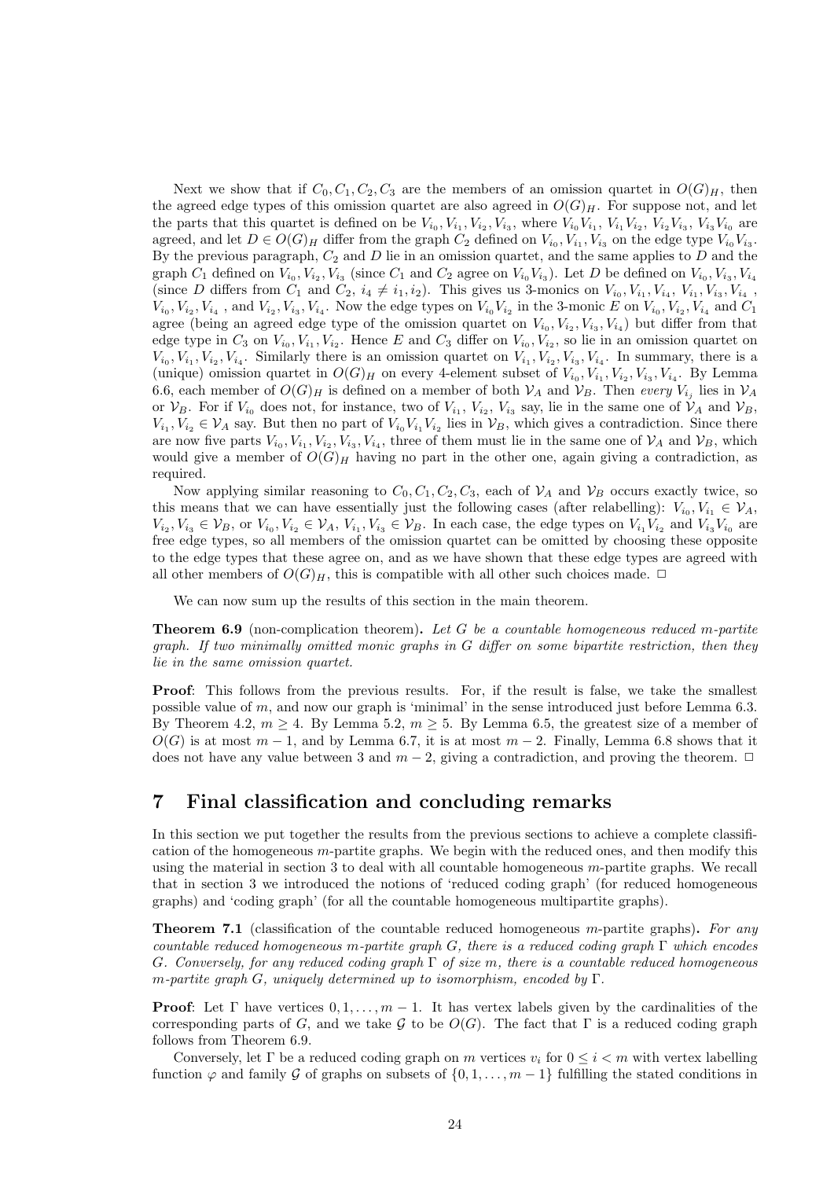Next we show that if $C_0, C_1, C_2, C_3$ are the members of an omission quartet in $O(G)_H$, then the agreed edge types of this omission quartet are also agreed in $O(G)_H$. For suppose not, and let the parts that this quartet is defined on be $V_{i_0}, V_{i_1}, V_{i_2}, V_{i_3}$, where $V_{i_0}V_{i_1}$, $V_{i_1}V_{i_2}$, $V_{i_2}V_{i_3}$, $V_{i_3}V_{i_0}$ are agreed, and let $D \in O(G)_H$ differ from the graph $C_2$ defined on $V_{i_0}, V_{i_1}, V_{i_3}$ on the edge type $V_{i_0}V_{i_3}$. By the previous paragraph, $C_2$ and $D$ lie in an omission quartet, and the same applies to $D$ and the graph $C_1$ defined on $V_{i_0}, V_{i_2}, V_{i_3}$ (since $C_1$ and $C_2$ agree on $V_{i_0}V_{i_3}$). Let $D$ be defined on $V_{i_0}, V_{i_3}, V_{i_4}$ (since $D$ differs from $C_1$ and $C_2$, $i_4 \neq i_1, i_2$). This gives us 3-monics on $V_{i_0}, V_{i_1}, V_{i_4}$, $V_{i_1}, V_{i_3}, V_{i_4}$, $V_{i_0}, V_{i_2}, V_{i_4}$, and $V_{i_2}, V_{i_3}, V_{i_4}$. Now the edge types on $V_{i_0}V_{i_2}$ in the 3-monic $E$ on $V_{i_0}, V_{i_2}, V_{i_4}$ and $C_1$ agree (being an agreed edge type of the omission quartet on $V_{i_0}, V_{i_2}, V_{i_3}, V_{i_4}$) but differ from that edge type in $C_3$ on $V_{i_0}, V_{i_1}, V_{i_2}$. Hence $E$ and $C_3$ differ on $V_{i_0}, V_{i_2}$, so lie in an omission quartet on $V_{i_0}, V_{i_1}, V_{i_2}, V_{i_4}$. Similarly there is an omission quartet on $V_{i_1}, V_{i_2}, V_{i_3}, V_{i_4}$. In summary, there is a (unique) omission quartet in $O(G)_H$ on every 4-element subset of $V_{i_0}, V_{i_1}, V_{i_2}, V_{i_3}, V_{i_4}$. By Lemma 6.6, each member of $O(G)_H$ is defined on a member of both $\mathcal{V}_A$ and $\mathcal{V}_B$. Then *every* $V_{i_j}$ lies in $\mathcal{V}_A$ or $\mathcal{V}_B$. For if $V_{i_0}$ does not, for instance, two of $V_{i_1}$, $V_{i_2}$, $V_{i_3}$ say, lie in the same one of $\mathcal{V}_A$ and $\mathcal{V}_B$, $V_{i_1}, V_{i_2} \in \mathcal{V}_A$ say. But then no part of $V_{i_0}V_{i_1}V_{i_2}$ lies in $\mathcal{V}_B$, which gives a contradiction. Since there are now five parts $V_{i_0}, V_{i_1}, V_{i_2}, V_{i_3}, V_{i_4}$, three of them must lie in the same one of $\mathcal{V}_A$ and $\mathcal{V}_B$, which would give a member of $O(G)_H$ having no part in the other one, again giving a contradiction, as required.

Now applying similar reasoning to $C_0, C_1, C_2, C_3$, each of $\mathcal{V}_A$ and $\mathcal{V}_B$ occurs exactly twice, so this means that we can have essentially just the following cases (after relabelling): $V_{i_0}, V_{i_1} \in \mathcal{V}_A$, $V_{i_2}, V_{i_3} \in \mathcal{V}_B$, or $V_{i_0}, V_{i_2} \in \mathcal{V}_A$, $V_{i_1}, V_{i_3} \in \mathcal{V}_B$. In each case, the edge types on $V_{i_1}V_{i_2}$ and $V_{i_3}V_{i_0}$ are free edge types, so all members of the omission quartet can be omitted by choosing these opposite to the edge types that these agree on, and as we have shown that these edge types are agreed with all other members of $O(G)_H$, this is compatible with all other such choices made. $\Box$

We can now sum up the results of this section in the main theorem.

**Theorem 6.9** (non-complication theorem)**.** *Let $G$ be a countable homogeneous reduced $m$-partite graph. If two minimally omitted monic graphs in $G$ differ on some bipartite restriction, then they lie in the same omission quartet.*

**Proof**: This follows from the previous results. For, if the result is false, we take the smallest possible value of $m$, and now our graph is 'minimal' in the sense introduced just before Lemma 6.3. By Theorem 4.2, $m \geq 4$. By Lemma 5.2, $m \geq 5$. By Lemma 6.5, the greatest size of a member of $O(G)$ is at most $m-1$, and by Lemma 6.7, it is at most $m-2$. Finally, Lemma 6.8 shows that it does not have any value between 3 and $m-2$, giving a contradiction, and proving the theorem. $\Box$

## 7 Final classification and concluding remarks

In this section we put together the results from the previous sections to achieve a complete classification of the homogeneous $m$-partite graphs. We begin with the reduced ones, and then modify this using the material in section 3 to deal with all countable homogeneous $m$-partite graphs. We recall that in section 3 we introduced the notions of 'reduced coding graph' (for reduced homogeneous graphs) and 'coding graph' (for all the countable homogeneous multipartite graphs).

**Theorem 7.1** (classification of the countable reduced homogeneous $m$-partite graphs)**.** *For any countable reduced homogeneous $m$-partite graph $G$, there is a reduced coding graph $\Gamma$ which encodes $G$. Conversely, for any reduced coding graph $\Gamma$ of size $m$, there is a countable reduced homogeneous $m$-partite graph $G$, uniquely determined up to isomorphism, encoded by $\Gamma$.*

**Proof**: Let $\Gamma$ have vertices $0, 1, \ldots, m-1$. It has vertex labels given by the cardinalities of the corresponding parts of $G$, and we take $\mathcal{G}$ to be $O(G)$. The fact that $\Gamma$ is a reduced coding graph follows from Theorem 6.9.

Conversely, let $\Gamma$ be a reduced coding graph on $m$ vertices $v_i$ for $0 \leq i < m$ with vertex labelling function $\varphi$ and family $\mathcal{G}$ of graphs on subsets of $\{0, 1, \ldots, m-1\}$ fulfilling the stated conditions in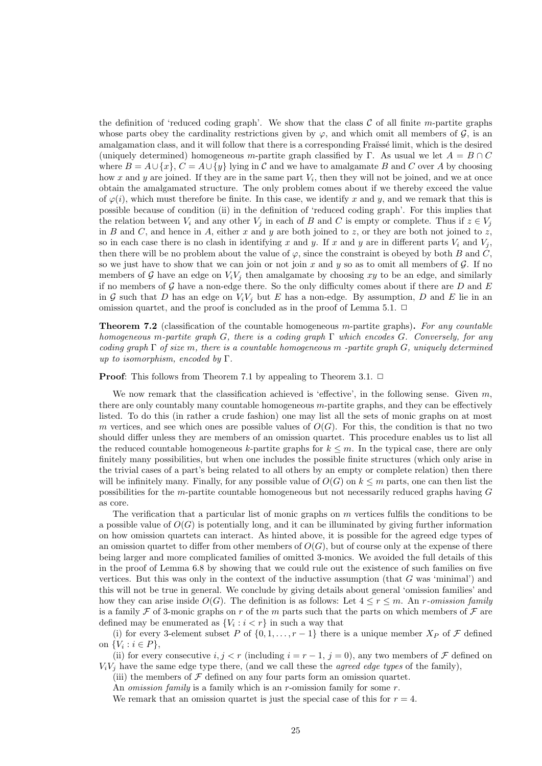the definition of 'reduced coding graph'. We show that the class $\mathcal{C}$ of all finite $m$-partite graphs whose parts obey the cardinality restrictions given by $\varphi$, and which omit all members of $\mathcal{G}$, is an amalgamation class, and it will follow that there is a corresponding Fraïssé limit, which is the desired (uniquely determined) homogeneous $m$-partite graph classified by $\Gamma$. As usual we let $A = B \cap C$ where $B = A \cup \{x\}$, $C = A \cup \{y\}$ lying in $\mathcal{C}$ and we have to amalgamate $B$ and $C$ over $A$ by choosing how $x$ and $y$ are joined. If they are in the same part $V_i$, then they will not be joined, and we at once obtain the amalgamated structure. The only problem comes about if we thereby exceed the value of $\varphi(i)$, which must therefore be finite. In this case, we identify $x$ and $y$, and we remark that this is possible because of condition (ii) in the definition of 'reduced coding graph'. For this implies that the relation between $V_i$ and any other $V_j$ in each of $B$ and $C$ is empty or complete. Thus if $z \in V_j$ in $B$ and $C$, and hence in $A$, either $x$ and $y$ are both joined to $z$, or they are both not joined to $z$, so in each case there is no clash in identifying $x$ and $y$. If $x$ and $y$ are in different parts $V_i$ and $V_j$, then there will be no problem about the value of $\varphi$, since the constraint is obeyed by both $B$ and $C$, so we just have to show that we can join or not join $x$ and $y$ so as to omit all members of $\mathcal{G}$. If no members of $\mathcal{G}$ have an edge on $V_iV_j$ then amalgamate by choosing $xy$ to be an edge, and similarly if no members of $\mathcal{G}$ have a non-edge there. So the only difficulty comes about if there are $D$ and $E$ in $\mathcal{G}$ such that $D$ has an edge on $V_iV_j$ but $E$ has a non-edge. By assumption, $D$ and $E$ lie in an omission quartet, and the proof is concluded as in the proof of Lemma 5.1. $\Box$

**Theorem 7.2** (classification of the countable homogeneous $m$-partite graphs)**.** *For any countable homogeneous $m$-partite graph $G$, there is a coding graph $\Gamma$ which encodes $G$. Conversely, for any coding graph $\Gamma$ of size $m$, there is a countable homogeneous $m$ -partite graph $G$, uniquely determined up to isomorphism, encoded by $\Gamma$.*

**Proof**: This follows from Theorem 7.1 by appealing to Theorem 3.1. $\Box$

We now remark that the classification achieved is 'effective', in the following sense. Given $m$, there are only countably many countable homogeneous $m$-partite graphs, and they can be effectively listed. To do this (in rather a crude fashion) one may list all the sets of monic graphs on at most $m$ vertices, and see which ones are possible values of $O(G)$. For this, the condition is that no two should differ unless they are members of an omission quartet. This procedure enables us to list all the reduced countable homogeneous $k$-partite graphs for $k \le m$. In the typical case, there are only finitely many possibilities, but when one includes the possible finite structures (which only arise in the trivial cases of a part's being related to all others by an empty or complete relation) then there will be infinitely many. Finally, for any possible value of $O(G)$ on $k \le m$ parts, one can then list the possibilities for the $m$-partite countable homogeneous but not necessarily reduced graphs having $G$ as core.

The verification that a particular list of monic graphs on $m$ vertices fulfils the conditions to be a possible value of $O(G)$ is potentially long, and it can be illuminated by giving further information on how omission quartets can interact. As hinted above, it is possible for the agreed edge types of an omission quartet to differ from other members of $O(G)$, but of course only at the expense of there being larger and more complicated families of omitted 3-monics. We avoided the full details of this in the proof of Lemma 6.8 by showing that we could rule out the existence of such families on five vertices. But this was only in the context of the inductive assumption (that $G$ was 'minimal') and this will not be true in general. We conclude by giving details about general 'omission families' and how they can arise inside $O(G)$. The definition is as follows: Let $4 \le r \le m$. An *$r$-omission family* is a family $\mathcal{F}$ of 3-monic graphs on $r$ of the $m$ parts such that the parts on which members of $\mathcal{F}$ are defined may be enumerated as $\{V_i : i < r\}$ in such a way that

(i) for every 3-element subset $P$ of $\{0, 1, \ldots, r-1\}$ there is a unique member $X_P$ of $\mathcal{F}$ defined on $\{V_i : i \in P\}$,

(ii) for every consecutive $i, j < r$ (including $i = r-1$, $j = 0$), any two members of $\mathcal{F}$ defined on $V_iV_j$ have the same edge type there, (and we call these the *agreed edge types* of the family),

(iii) the members of $\mathcal{F}$ defined on any four parts form an omission quartet.

An *omission family* is a family which is an $r$-omission family for some $r$.

We remark that an omission quartet is just the special case of this for $r = 4$.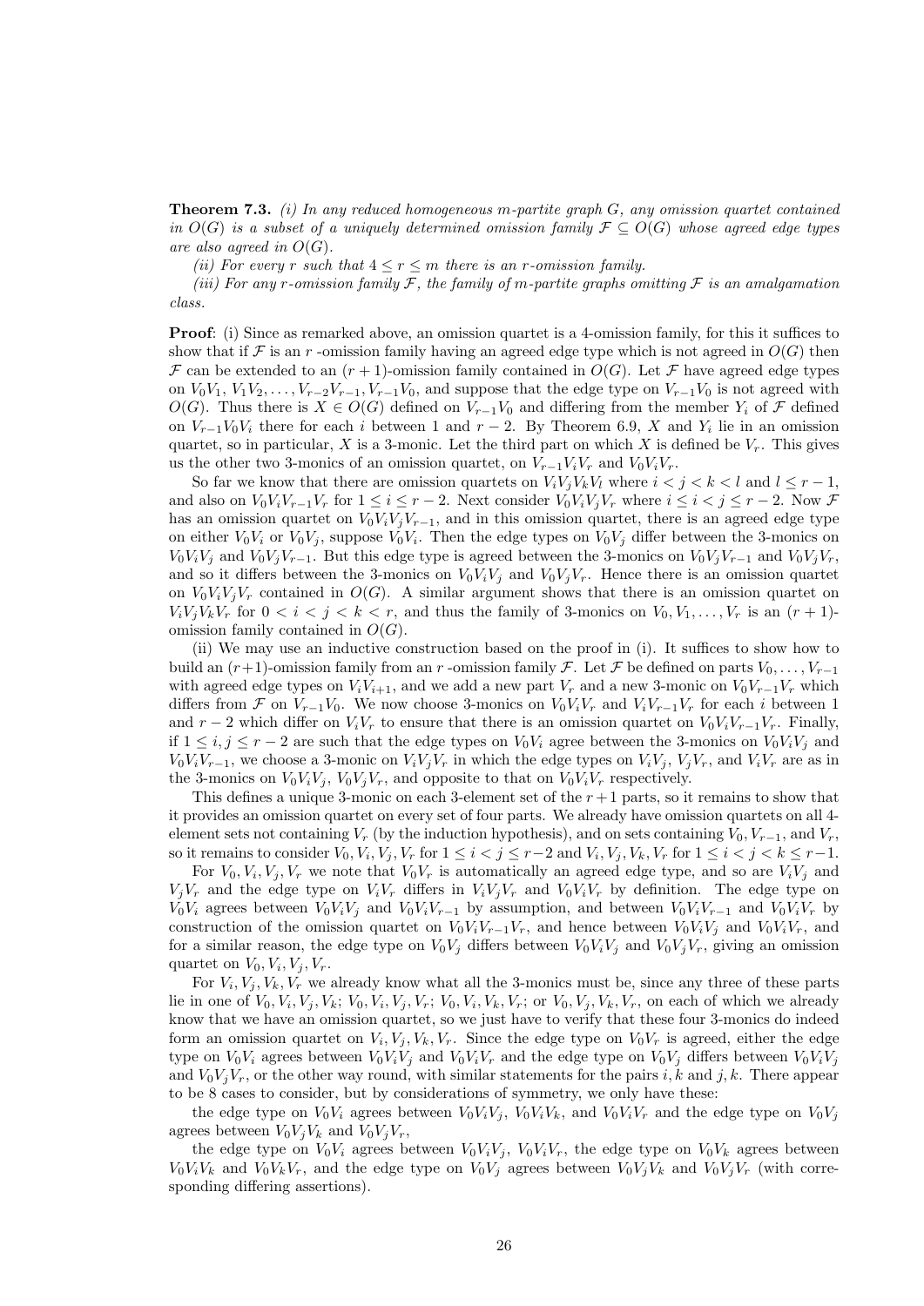**Theorem 7.3.** *(i) In any reduced homogeneous $m$-partite graph $G$, any omission quartet contained in $O(G)$ is a subset of a uniquely determined omission family $\mathcal{F} \subseteq O(G)$ whose agreed edge types are also agreed in $O(G)$.*

*(ii) For every $r$ such that $4 \le r \le m$ there is an $r$-omission family.*

*(iii) For any $r$-omission family $\mathcal{F}$, the family of $m$-partite graphs omitting $\mathcal{F}$ is an amalgamation class.*

**Proof**: (i) Since as remarked above, an omission quartet is a 4-omission family, for this it suffices to show that if $\mathcal{F}$ is an $r$ -omission family having an agreed edge type which is not agreed in $O(G)$ then $\mathcal{F}$ can be extended to an $(r+1)$-omission family contained in $O(G)$. Let $\mathcal{F}$ have agreed edge types on $V_0V_1$, $V_1V_2, \ldots, V_{r-2}V_{r-1}, V_{r-1}V_0$, and suppose that the edge type on $V_{r-1}V_0$ is not agreed with $O(G)$. Thus there is $X \in O(G)$ defined on $V_{r-1}V_0$ and differing from the member $Y_i$ of $\mathcal{F}$ defined on $V_{r-1}V_0V_i$ there for each $i$ between 1 and $r-2$. By Theorem 6.9, $X$ and $Y_i$ lie in an omission quartet, so in particular, $X$ is a 3-monic. Let the third part on which $X$ is defined be $V_r$. This gives us the other two 3-monics of an omission quartet, on $V_{r-1}V_iV_r$ and $V_0V_iV_r$.

So far we know that there are omission quartets on $V_iV_jV_kV_l$ where $i < j < k < l$ and $l \le r-1$, and also on $V_0V_iV_{r-1}V_r$ for $1 \le i \le r-2$. Next consider $V_0V_iV_jV_r$ where $i \le i < j \le r-2$. Now $\mathcal{F}$ has an omission quartet on $V_0V_iV_jV_{r-1}$, and in this omission quartet, there is an agreed edge type on either $V_0V_i$ or $V_0V_j$, suppose $V_0V_i$. Then the edge types on $V_0V_j$ differ between the 3-monics on $V_0V_iV_j$ and $V_0V_jV_{r-1}$. But this edge type is agreed between the 3-monics on $V_0V_jV_{r-1}$ and $V_0V_jV_r$, and so it differs between the 3-monics on $V_0V_iV_j$ and $V_0V_jV_r$. Hence there is an omission quartet on $V_0V_iV_jV_r$ contained in $O(G)$. A similar argument shows that there is an omission quartet on $V_iV_jV_kV_r$ for $0 < i < j < k < r$, and thus the family of 3-monics on $V_0, V_1, \ldots, V_r$ is an $(r+1)$-omission family contained in $O(G)$.

(ii) We may use an inductive construction based on the proof in (i). It suffices to show how to build an $(r+1)$-omission family from an $r$ -omission family $\mathcal{F}$. Let $\mathcal{F}$ be defined on parts $V_0, \ldots, V_{r-1}$ with agreed edge types on $V_iV_{i+1}$, and we add a new part $V_r$ and a new 3-monic on $V_0V_{r-1}V_r$ which differs from $\mathcal{F}$ on $V_{r-1}V_0$. We now choose 3-monics on $V_0V_iV_r$ and $V_iV_{r-1}V_r$ for each $i$ between 1 and $r-2$ which differ on $V_iV_r$ to ensure that there is an omission quartet on $V_0V_iV_{r-1}V_r$. Finally, if $1 \le i, j \le r-2$ are such that the edge types on $V_0V_i$ agree between the 3-monics on $V_0V_iV_j$ and $V_0V_iV_{r-1}$, we choose a 3-monic on $V_iV_jV_r$ in which the edge types on $V_iV_j$, $V_jV_r$, and $V_iV_r$ are as in the 3-monics on $V_0V_iV_j$, $V_0V_jV_r$, and opposite to that on $V_0V_iV_r$ respectively.

This defines a unique 3-monic on each 3-element set of the $r+1$ parts, so it remains to show that it provides an omission quartet on every set of four parts. We already have omission quartets on all 4-element sets not containing $V_r$ (by the induction hypothesis), and on sets containing $V_0, V_{r-1}$, and $V_r$, so it remains to consider $V_0, V_i, V_j, V_r$ for $1 \le i < j \le r-2$ and $V_i, V_j, V_k, V_r$ for $1 \le i < j < k \le r-1$.

For $V_0, V_i, V_j, V_r$ we note that $V_0V_r$ is automatically an agreed edge type, and so are $V_iV_j$ and $V_jV_r$ and the edge type on $V_iV_r$ differs in $V_iV_jV_r$ and $V_0V_iV_r$ by definition. The edge type on $V_0V_i$ agrees between $V_0V_iV_j$ and $V_0V_iV_{r-1}$ by assumption, and between $V_0V_iV_{r-1}$ and $V_0V_iV_r$ by construction of the omission quartet on $V_0V_iV_{r-1}V_r$, and hence between $V_0V_iV_j$ and $V_0V_iV_r$, and for a similar reason, the edge type on $V_0V_j$ differs between $V_0V_iV_j$ and $V_0V_jV_r$, giving an omission quartet on $V_0, V_i, V_j, V_r$.

For $V_i, V_j, V_k, V_r$ we already know what all the 3-monics must be, since any three of these parts lie in one of $V_0, V_i, V_j, V_k$; $V_0, V_i, V_j, V_r$; $V_0, V_i, V_k, V_r$; or $V_0, V_j, V_k, V_r$, on each of which we already know that we have an omission quartet, so we just have to verify that these four 3-monics do indeed form an omission quartet on $V_i, V_j, V_k, V_r$. Since the edge type on $V_0V_r$ is agreed, either the edge type on $V_0V_i$ agrees between $V_0V_iV_j$ and $V_0V_iV_r$ and the edge type on $V_0V_j$ differs between $V_0V_iV_j$ and $V_0V_jV_r$, or the other way round, with similar statements for the pairs $i, k$ and $j, k$. There appear to be 8 cases to consider, but by considerations of symmetry, we only have these:

the edge type on $V_0V_i$ agrees between $V_0V_iV_j$, $V_0V_iV_k$, and $V_0V_iV_r$ and the edge type on $V_0V_j$ agrees between $V_0V_jV_k$ and $V_0V_jV_r$,

the edge type on $V_0V_i$ agrees between $V_0V_iV_j$, $V_0V_iV_r$, the edge type on $V_0V_k$ agrees between $V_0V_iV_k$ and $V_0V_kV_r$, and the edge type on $V_0V_j$ agrees between $V_0V_jV_k$ and $V_0V_jV_r$ (with corresponding differing assertions).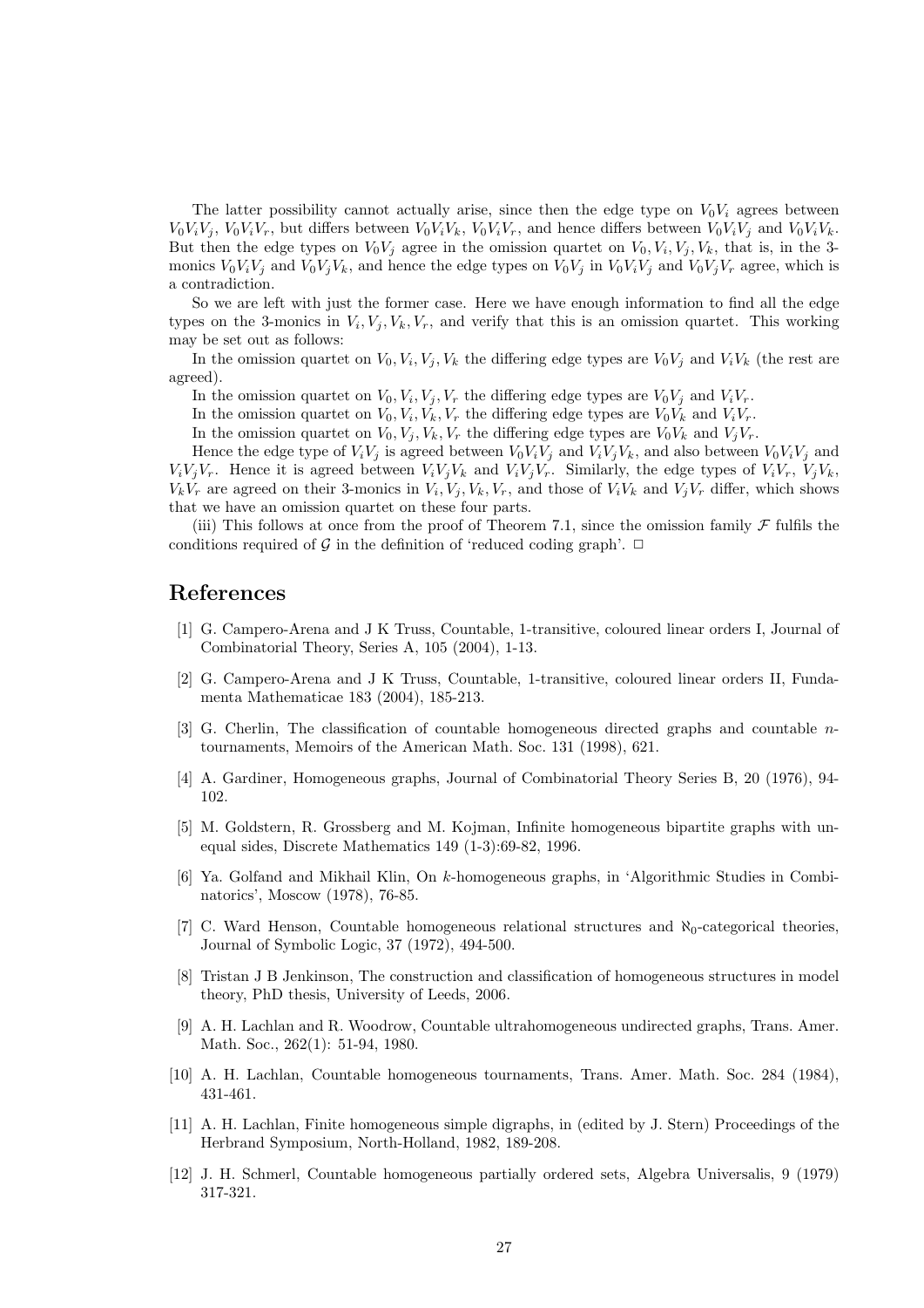The latter possibility cannot actually arise, since then the edge type on $V_0V_i$ agrees between $V_0V_iV_j$, $V_0V_iV_r$, but differs between $V_0V_iV_k$, $V_0V_iV_r$, and hence differs between $V_0V_iV_j$ and $V_0V_iV_k$. But then the edge types on $V_0V_j$ agree in the omission quartet on $V_0, V_i, V_j, V_k$, that is, in the 3-monics $V_0V_iV_j$ and $V_0V_jV_k$, and hence the edge types on $V_0V_j$ in $V_0V_iV_j$ and $V_0V_jV_r$ agree, which is a contradiction.

So we are left with just the former case. Here we have enough information to find all the edge types on the 3-monics in $V_i, V_j, V_k, V_r$, and verify that this is an omission quartet. This working may be set out as follows:

In the omission quartet on $V_0, V_i, V_j, V_k$ the differing edge types are $V_0V_j$ and $V_iV_k$ (the rest are agreed).

In the omission quartet on $V_0, V_i, V_j, V_r$ the differing edge types are $V_0V_j$ and $V_iV_r$.

In the omission quartet on $V_0, V_i, V_k, V_r$ the differing edge types are $V_0V_k$ and $V_iV_r$.

In the omission quartet on $V_0, V_j, V_k, V_r$ the differing edge types are $V_0V_k$ and $V_jV_r$.

Hence the edge type of $V_iV_j$ is agreed between $V_0V_iV_j$ and $V_iV_jV_k$, and also between $V_0V_iV_j$ and $V_iV_jV_r$. Hence it is agreed between $V_iV_jV_k$ and $V_iV_jV_r$. Similarly, the edge types of $V_iV_r$, $V_jV_k$, $V_kV_r$ are agreed on their 3-monics in $V_i, V_j, V_k, V_r$, and those of $V_iV_k$ and $V_jV_r$ differ, which shows that we have an omission quartet on these four parts.

(iii) This follows at once from the proof of Theorem 7.1, since the omission family $\mathcal{F}$ fulfils the conditions required of $\mathcal{G}$ in the definition of 'reduced coding graph'. $\square$

## References

[1] G. Campero-Arena and J K Truss, Countable, 1-transitive, coloured linear orders I, Journal of Combinatorial Theory, Series A, 105 (2004), 1-13.

[2] G. Campero-Arena and J K Truss, Countable, 1-transitive, coloured linear orders II, Fundamenta Mathematicae 183 (2004), 185-213.

[3] G. Cherlin, The classification of countable homogeneous directed graphs and countable $n$-tournaments, Memoirs of the American Math. Soc. 131 (1998), 621.

[4] A. Gardiner, Homogeneous graphs, Journal of Combinatorial Theory Series B, 20 (1976), 94-102.

[5] M. Goldstern, R. Grossberg and M. Kojman, Infinite homogeneous bipartite graphs with unequal sides, Discrete Mathematics 149 (1-3):69-82, 1996.

[6] Ya. Golfand and Mikhail Klin, On $k$-homogeneous graphs, in 'Algorithmic Studies in Combinatorics', Moscow (1978), 76-85.

[7] C. Ward Henson, Countable homogeneous relational structures and $\aleph_0$-categorical theories, Journal of Symbolic Logic, 37 (1972), 494-500.

[8] Tristan J B Jenkinson, The construction and classification of homogeneous structures in model theory, PhD thesis, University of Leeds, 2006.

[9] A. H. Lachlan and R. Woodrow, Countable ultrahomogeneous undirected graphs, Trans. Amer. Math. Soc., 262(1): 51-94, 1980.

[10] A. H. Lachlan, Countable homogeneous tournaments, Trans. Amer. Math. Soc. 284 (1984), 431-461.

[11] A. H. Lachlan, Finite homogeneous simple digraphs, in (edited by J. Stern) Proceedings of the Herbrand Symposium, North-Holland, 1982, 189-208.

[12] J. H. Schmerl, Countable homogeneous partially ordered sets, Algebra Universalis, 9 (1979) 317-321.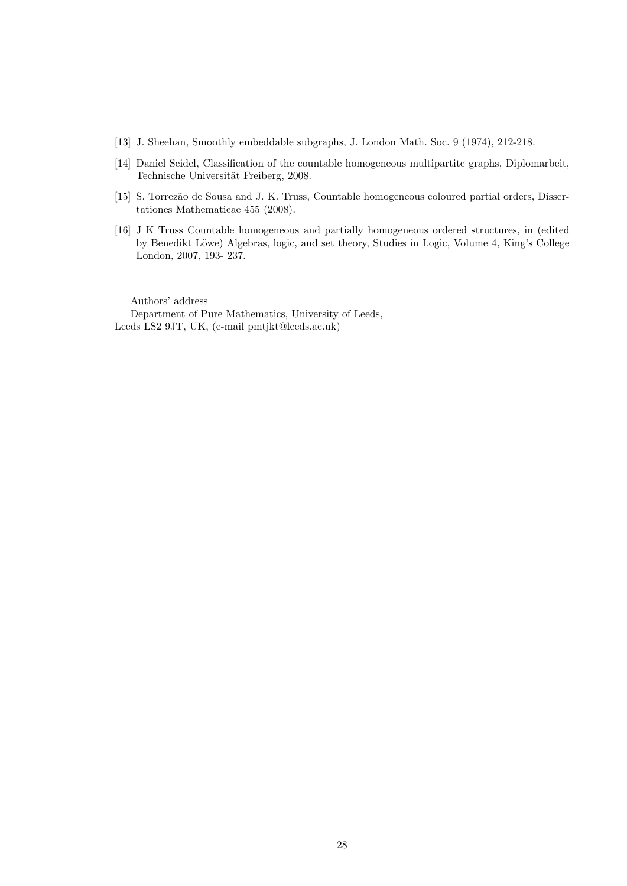[13] J. Sheehan, Smoothly embeddable subgraphs, J. London Math. Soc. 9 (1974), 212-218.

[14] Daniel Seidel, Classification of the countable homogeneous multipartite graphs, Diplomarbeit, Technische Universität Freiberg, 2008.

[15] S. Torrezão de Sousa and J. K. Truss, Countable homogeneous coloured partial orders, Dissertationes Mathematicae 455 (2008).

[16] J K Truss Countable homogeneous and partially homogeneous ordered structures, in (edited by Benedikt Löwe) Algebras, logic, and set theory, Studies in Logic, Volume 4, King's College London, 2007, 193- 237.

Authors' address
Department of Pure Mathematics, University of Leeds,
Leeds LS2 9JT, UK, (e-mail pmtjkt@leeds.ac.uk)